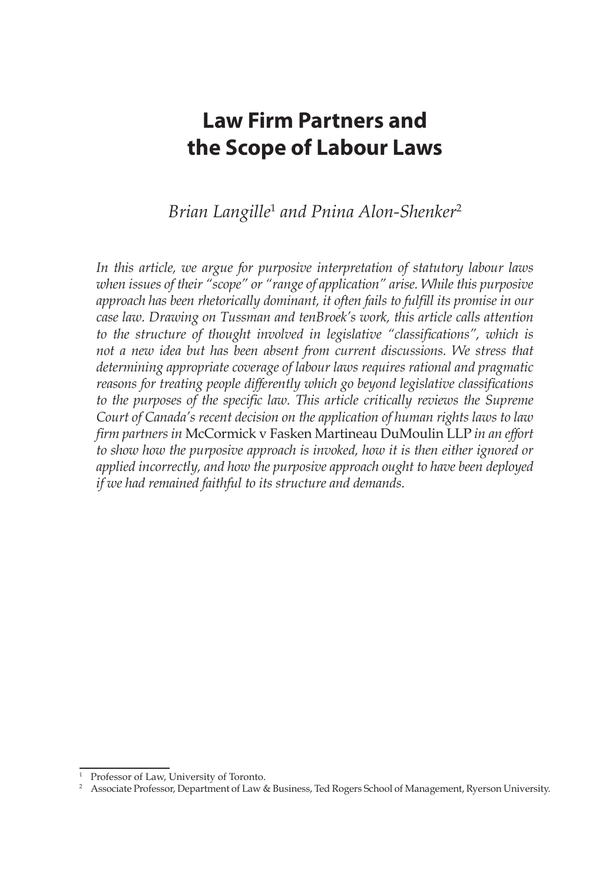# Law Firm Partners and the Scope of Labour Laws

*Brian Langille*[1] *and Pnina Alon-Shenker*[2]

*In this article, we argue for purposive interpretation of statutory labour laws when issues of their "scope" or "range of application" arise. While this purposive approach has been rhetorically dominant, it often fails to fulfill its promise in our case law. Drawing on Tussman and tenBroek's work, this article calls attention to the structure of thought involved in legislative "classifications", which is not a new idea but has been absent from current discussions. We stress that determining appropriate coverage of labour laws requires rational and pragmatic reasons for treating people differently which go beyond legislative classifications to the purposes of the specific law. This article critically reviews the Supreme Court of Canada's recent decision on the application of human rights laws to law firm partners in* McCormick v Fasken Martineau DuMoulin LLP *in an effort to show how the purposive approach is invoked, how it is then either ignored or applied incorrectly, and how the purposive approach ought to have been deployed if we had remained faithful to its structure and demands.*

---

[1] Professor of Law, University of Toronto.

[2] Associate Professor, Department of Law & Business, Ted Rogers School of Management, Ryerson University.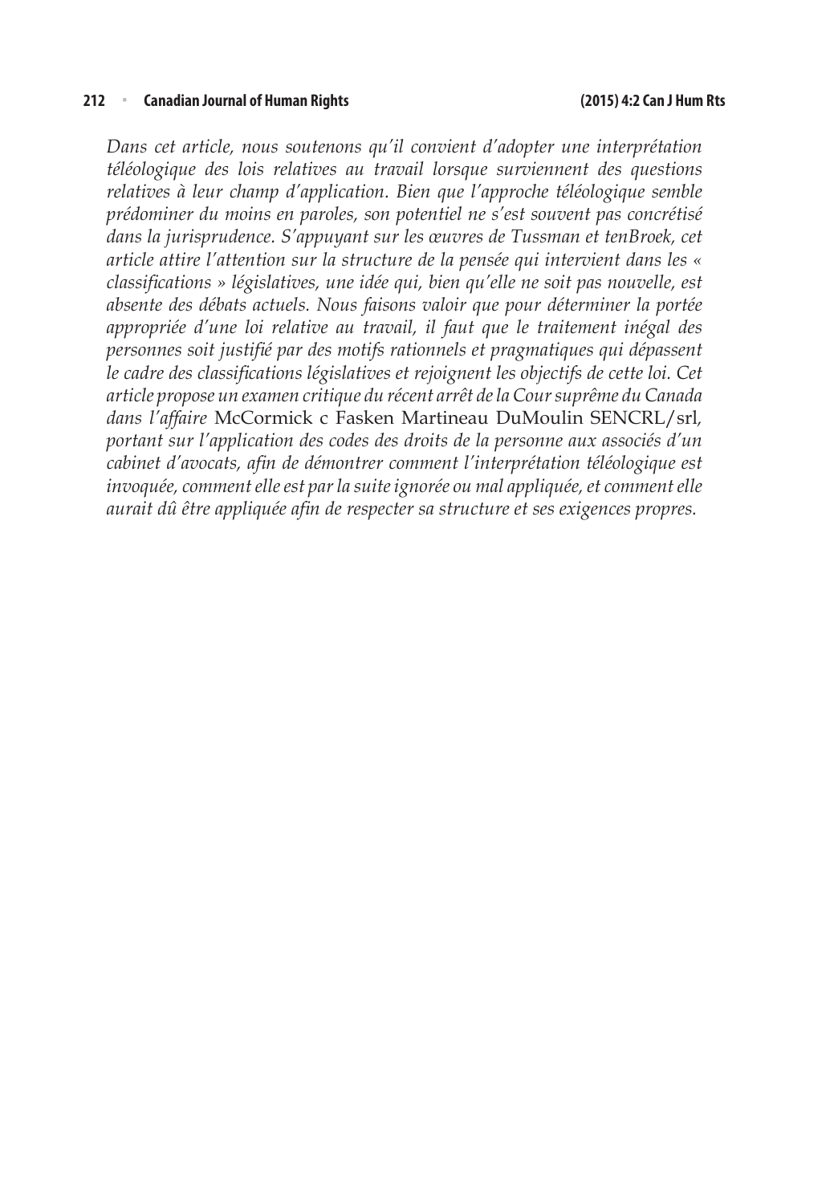*Dans cet article, nous soutenons qu'il convient d'adopter une interprétation téléologique des lois relatives au travail lorsque surviennent des questions relatives à leur champ d'application. Bien que l'approche téléologique semble prédominer du moins en paroles, son potentiel ne s'est souvent pas concrétisé dans la jurisprudence. S'appuyant sur les œuvres de Tussman et tenBroek, cet article attire l'attention sur la structure de la pensée qui intervient dans les « classifications » législatives, une idée qui, bien qu'elle ne soit pas nouvelle, est absente des débats actuels. Nous faisons valoir que pour déterminer la portée appropriée d'une loi relative au travail, il faut que le traitement inégal des personnes soit justifié par des motifs rationnels et pragmatiques qui dépassent le cadre des classifications législatives et rejoignent les objectifs de cette loi. Cet article propose un examen critique du récent arrêt de la Cour suprême du Canada dans l'affaire* McCormick c Fasken Martineau DuMoulin SENCRL/srl*, portant sur l'application des codes des droits de la personne aux associés d'un cabinet d'avocats, afin de démontrer comment l'interprétation téléologique est invoquée, comment elle est par la suite ignorée ou mal appliquée, et comment elle aurait dû être appliquée afin de respecter sa structure et ses exigences propres.*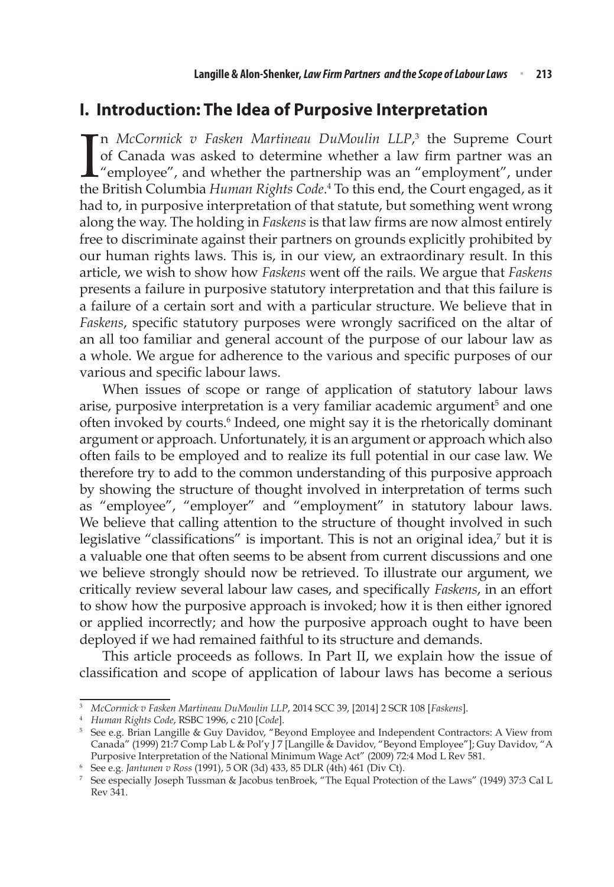## I. Introduction: The Idea of Purposive Interpretation

In *McCormick v Fasken Martineau DuMoulin LLP*,[3] the Supreme Court of Canada was asked to determine whether a law firm partner was an "employee", and whether the partnership was an "employment", under the British Columbia *Human Rights Code*.[4] To this end, the Court engaged, as it had to, in purposive interpretation of that statute, but something went wrong along the way. The holding in *Faskens* is that law firms are now almost entirely free to discriminate against their partners on grounds explicitly prohibited by our human rights laws. This is, in our view, an extraordinary result. In this article, we wish to show how *Faskens* went off the rails. We argue that *Faskens* presents a failure in purposive statutory interpretation and that this failure is a failure of a certain sort and with a particular structure. We believe that in *Faskens*, specific statutory purposes were wrongly sacrificed on the altar of an all too familiar and general account of the purpose of our labour law as a whole. We argue for adherence to the various and specific purposes of our various and specific labour laws.

When issues of scope or range of application of statutory labour laws arise, purposive interpretation is a very familiar academic argument[5] and one often invoked by courts.[6] Indeed, one might say it is the rhetorically dominant argument or approach. Unfortunately, it is an argument or approach which also often fails to be employed and to realize its full potential in our case law. We therefore try to add to the common understanding of this purposive approach by showing the structure of thought involved in interpretation of terms such as "employee", "employer" and "employment" in statutory labour laws. We believe that calling attention to the structure of thought involved in such legislative "classifications" is important. This is not an original idea,[7] but it is a valuable one that often seems to be absent from current discussions and one we believe strongly should now be retrieved. To illustrate our argument, we critically review several labour law cases, and specifically *Faskens*, in an effort to show how the purposive approach is invoked; how it is then either ignored or applied incorrectly; and how the purposive approach ought to have been deployed if we had remained faithful to its structure and demands.

This article proceeds as follows. In Part II, we explain how the issue of classification and scope of application of labour laws has become a serious

---

[3] *McCormick v Fasken Martineau DuMoulin LLP*, 2014 SCC 39, [2014] 2 SCR 108 [*Faskens*].

[4] *Human Rights Code*, RSBC 1996, c 210 [*Code*].

[5] See e.g. Brian Langille & Guy Davidov, "Beyond Employee and Independent Contractors: A View from Canada" (1999) 21:7 Comp Lab L & Pol'y J 7 [Langille & Davidov, "Beyond Employee"]; Guy Davidov, "A Purposive Interpretation of the National Minimum Wage Act" (2009) 72:4 Mod L Rev 581.

[6] See e.g. *Jantunen v Ross* (1991), 5 OR (3d) 433, 85 DLR (4th) 461 (Div Ct).

[7] See especially Joseph Tussman & Jacobus tenBroek, "The Equal Protection of the Laws" (1949) 37:3 Cal L Rev 341.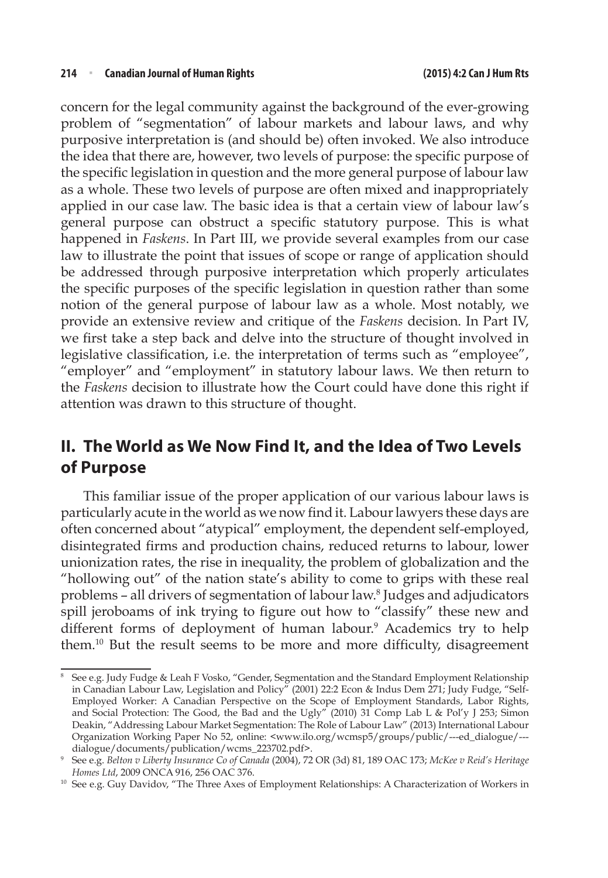concern for the legal community against the background of the ever-growing problem of "segmentation" of labour markets and labour laws, and why purposive interpretation is (and should be) often invoked. We also introduce the idea that there are, however, two levels of purpose: the specific purpose of the specific legislation in question and the more general purpose of labour law as a whole. These two levels of purpose are often mixed and inappropriately applied in our case law. The basic idea is that a certain view of labour law's general purpose can obstruct a specific statutory purpose. This is what happened in *Faskens*. In Part III, we provide several examples from our case law to illustrate the point that issues of scope or range of application should be addressed through purposive interpretation which properly articulates the specific purposes of the specific legislation in question rather than some notion of the general purpose of labour law as a whole. Most notably, we provide an extensive review and critique of the *Faskens* decision. In Part IV, we first take a step back and delve into the structure of thought involved in legislative classification, i.e. the interpretation of terms such as "employee", "employer" and "employment" in statutory labour laws. We then return to the *Faskens* decision to illustrate how the Court could have done this right if attention was drawn to this structure of thought.

## II. The World as We Now Find It, and the Idea of Two Levels of Purpose

This familiar issue of the proper application of our various labour laws is particularly acute in the world as we now find it. Labour lawyers these days are often concerned about "atypical" employment, the dependent self-employed, disintegrated firms and production chains, reduced returns to labour, lower unionization rates, the rise in inequality, the problem of globalization and the "hollowing out" of the nation state's ability to come to grips with these real problems – all drivers of segmentation of labour law.[8] Judges and adjudicators spill jeroboams of ink trying to figure out how to "classify" these new and different forms of deployment of human labour.[9] Academics try to help them.[10] But the result seems to be more and more difficulty, disagreement

---

[8] See e.g. Judy Fudge & Leah F Vosko, "Gender, Segmentation and the Standard Employment Relationship in Canadian Labour Law, Legislation and Policy" (2001) 22:2 Econ & Indus Dem 271; Judy Fudge, "Self-Employed Worker: A Canadian Perspective on the Scope of Employment Standards, Labor Rights, and Social Protection: The Good, the Bad and the Ugly" (2010) 31 Comp Lab L & Pol'y J 253; Simon Deakin, "Addressing Labour Market Segmentation: The Role of Labour Law" (2013) International Labour Organization Working Paper No 52, online: <www.ilo.org/wcmsp5/groups/public/---ed_dialogue/---dialogue/documents/publication/wcms_223702.pdf>.

[9] See e.g. *Belton v Liberty Insurance Co of Canada* (2004), 72 OR (3d) 81, 189 OAC 173; *McKee v Reid's Heritage Homes Ltd*, 2009 ONCA 916, 256 OAC 376.

[10] See e.g. Guy Davidov, "The Three Axes of Employment Relationships: A Characterization of Workers in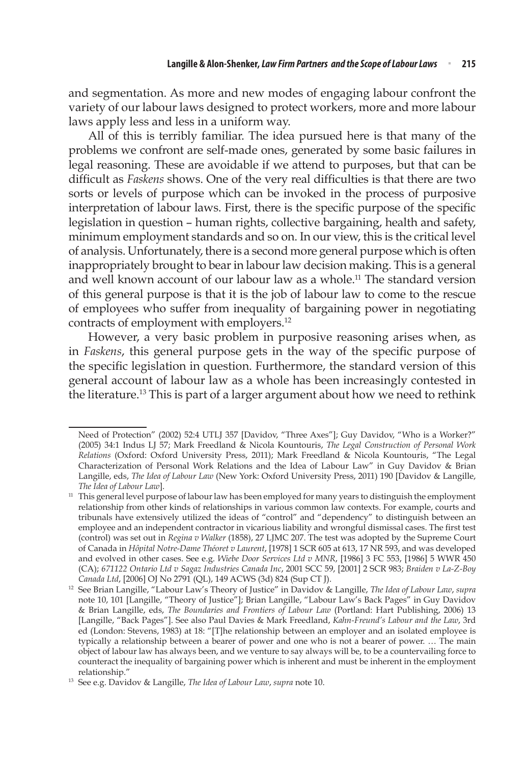and segmentation. As more and new modes of engaging labour confront the variety of our labour laws designed to protect workers, more and more labour laws apply less and less in a uniform way.

All of this is terribly familiar. The idea pursued here is that many of the problems we confront are self-made ones, generated by some basic failures in legal reasoning. These are avoidable if we attend to purposes, but that can be difficult as *Faskens* shows. One of the very real difficulties is that there are two sorts or levels of purpose which can be invoked in the process of purposive interpretation of labour laws. First, there is the specific purpose of the specific legislation in question – human rights, collective bargaining, health and safety, minimum employment standards and so on. In our view, this is the critical level of analysis. Unfortunately, there is a second more general purpose which is often inappropriately brought to bear in labour law decision making. This is a general and well known account of our labour law as a whole.[11] The standard version of this general purpose is that it is the job of labour law to come to the rescue of employees who suffer from inequality of bargaining power in negotiating contracts of employment with employers.[12]

However, a very basic problem in purposive reasoning arises when, as in *Faskens*, this general purpose gets in the way of the specific purpose of the specific legislation in question. Furthermore, the standard version of this general account of labour law as a whole has been increasingly contested in the literature.[13] This is part of a larger argument about how we need to rethink

---

Need of Protection" (2002) 52:4 UTLJ 357 [Davidov, "Three Axes"]; Guy Davidov, "Who is a Worker?" (2005) 34:1 Indus LJ 57; Mark Freedland & Nicola Kountouris, *The Legal Construction of Personal Work Relations* (Oxford: Oxford University Press, 2011); Mark Freedland & Nicola Kountouris, "The Legal Characterization of Personal Work Relations and the Idea of Labour Law" in Guy Davidov & Brian Langille, eds, *The Idea of Labour Law* (New York: Oxford University Press, 2011) 190 [Davidov & Langille, *The Idea of Labour Law*].

[11] This general level purpose of labour law has been employed for many years to distinguish the employment relationship from other kinds of relationships in various common law contexts. For example, courts and tribunals have extensively utilized the ideas of "control" and "dependency" to distinguish between an employee and an independent contractor in vicarious liability and wrongful dismissal cases. The first test (control) was set out in *Regina v Walker* (1858), 27 LJMC 207. The test was adopted by the Supreme Court of Canada in *Hôpital Notre-Dame Théoret v Laurent*, [1978] 1 SCR 605 at 613, 17 NR 593, and was developed and evolved in other cases. See e.g. *Wiebe Door Services Ltd v MNR*, [1986] 3 FC 553, [1986] 5 WWR 450 (CA); *671122 Ontario Ltd v Sagaz Industries Canada Inc*, 2001 SCC 59, [2001] 2 SCR 983; *Braiden v La-Z-Boy Canada Ltd*, [2006] OJ No 2791 (QL), 149 ACWS (3d) 824 (Sup CT J).

[12] See Brian Langille, "Labour Law's Theory of Justice" in Davidov & Langille, *The Idea of Labour Law*, *supra* note 10, 101 [Langille, "Theory of Justice"]; Brian Langille, "Labour Law's Back Pages" in Guy Davidov & Brian Langille, eds, *The Boundaries and Frontiers of Labour Law* (Portland: Hart Publishing, 2006) 13 [Langille, "Back Pages"]. See also Paul Davies & Mark Freedland, *Kahn-Freund's Labour and the Law*, 3rd ed (London: Stevens, 1983) at 18: "[T]he relationship between an employer and an isolated employee is typically a relationship between a bearer of power and one who is not a bearer of power. … The main object of labour law has always been, and we venture to say always will be, to be a countervailing force to counteract the inequality of bargaining power which is inherent and must be inherent in the employment relationship."

[13] See e.g. Davidov & Langille, *The Idea of Labour Law*, *supra* note 10.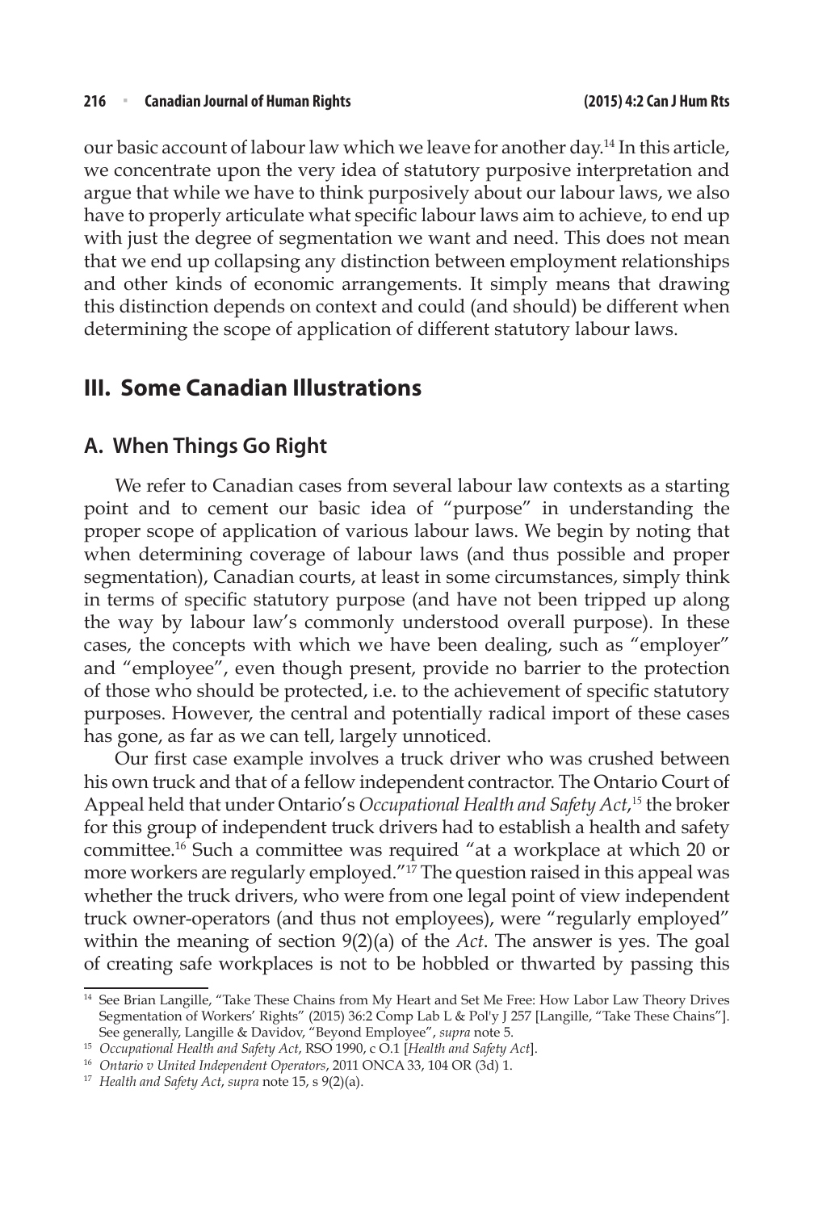our basic account of labour law which we leave for another day.[14] In this article, we concentrate upon the very idea of statutory purposive interpretation and argue that while we have to think purposively about our labour laws, we also have to properly articulate what specific labour laws aim to achieve, to end up with just the degree of segmentation we want and need. This does not mean that we end up collapsing any distinction between employment relationships and other kinds of economic arrangements. It simply means that drawing this distinction depends on context and could (and should) be different when determining the scope of application of different statutory labour laws.

## III. Some Canadian Illustrations

### A. When Things Go Right

We refer to Canadian cases from several labour law contexts as a starting point and to cement our basic idea of "purpose" in understanding the proper scope of application of various labour laws. We begin by noting that when determining coverage of labour laws (and thus possible and proper segmentation), Canadian courts, at least in some circumstances, simply think in terms of specific statutory purpose (and have not been tripped up along the way by labour law's commonly understood overall purpose). In these cases, the concepts with which we have been dealing, such as "employer" and "employee", even though present, provide no barrier to the protection of those who should be protected, i.e. to the achievement of specific statutory purposes. However, the central and potentially radical import of these cases has gone, as far as we can tell, largely unnoticed.

Our first case example involves a truck driver who was crushed between his own truck and that of a fellow independent contractor. The Ontario Court of Appeal held that under Ontario's *Occupational Health and Safety Act*,[15] the broker for this group of independent truck drivers had to establish a health and safety committee.[16] Such a committee was required "at a workplace at which 20 or more workers are regularly employed."[17] The question raised in this appeal was whether the truck drivers, who were from one legal point of view independent truck owner-operators (and thus not employees), were "regularly employed" within the meaning of section 9(2)(a) of the *Act*. The answer is yes. The goal of creating safe workplaces is not to be hobbled or thwarted by passing this

---

[14] See Brian Langille, "Take These Chains from My Heart and Set Me Free: How Labor Law Theory Drives Segmentation of Workers' Rights" (2015) 36:2 Comp Lab L & Pol'y J 257 [Langille, "Take These Chains"]. See generally, Langille & Davidov, "Beyond Employee", *supra* note 5.

[15] *Occupational Health and Safety Act*, RSO 1990, c O.1 [*Health and Safety Act*].

[16] *Ontario v United Independent Operators*, 2011 ONCA 33, 104 OR (3d) 1.

[17] *Health and Safety Act*, *supra* note 15, s 9(2)(a).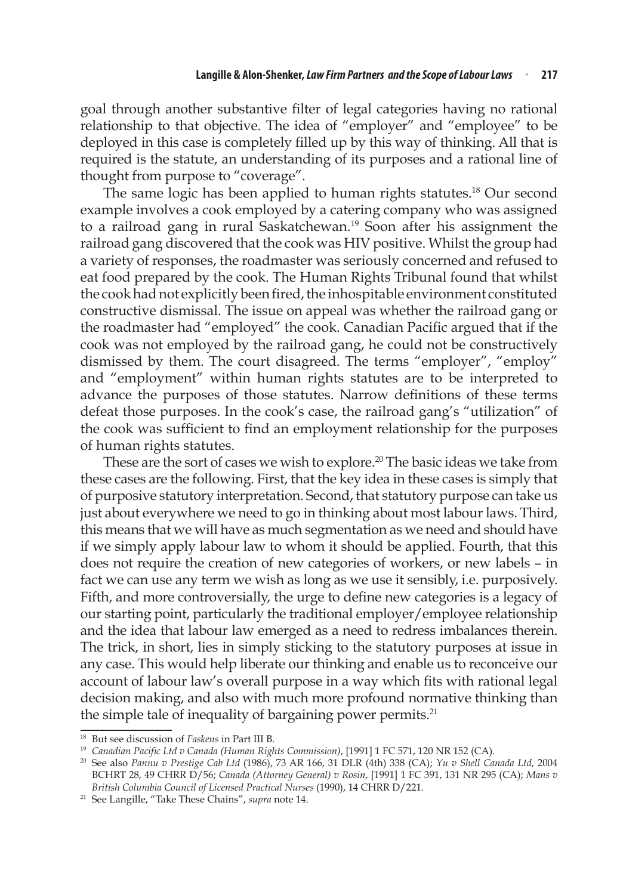goal through another substantive filter of legal categories having no rational relationship to that objective. The idea of "employer" and "employee" to be deployed in this case is completely filled up by this way of thinking. All that is required is the statute, an understanding of its purposes and a rational line of thought from purpose to "coverage".

The same logic has been applied to human rights statutes.[18] Our second example involves a cook employed by a catering company who was assigned to a railroad gang in rural Saskatchewan.[19] Soon after his assignment the railroad gang discovered that the cook was HIV positive. Whilst the group had a variety of responses, the roadmaster was seriously concerned and refused to eat food prepared by the cook. The Human Rights Tribunal found that whilst the cook had not explicitly been fired, the inhospitable environment constituted constructive dismissal. The issue on appeal was whether the railroad gang or the roadmaster had "employed" the cook. Canadian Pacific argued that if the cook was not employed by the railroad gang, he could not be constructively dismissed by them. The court disagreed. The terms "employer", "employ" and "employment" within human rights statutes are to be interpreted to advance the purposes of those statutes. Narrow definitions of these terms defeat those purposes. In the cook's case, the railroad gang's "utilization" of the cook was sufficient to find an employment relationship for the purposes of human rights statutes.

These are the sort of cases we wish to explore.[20] The basic ideas we take from these cases are the following. First, that the key idea in these cases is simply that of purposive statutory interpretation. Second, that statutory purpose can take us just about everywhere we need to go in thinking about most labour laws. Third, this means that we will have as much segmentation as we need and should have if we simply apply labour law to whom it should be applied. Fourth, that this does not require the creation of new categories of workers, or new labels – in fact we can use any term we wish as long as we use it sensibly, i.e. purposively. Fifth, and more controversially, the urge to define new categories is a legacy of our starting point, particularly the traditional employer/employee relationship and the idea that labour law emerged as a need to redress imbalances therein. The trick, in short, lies in simply sticking to the statutory purposes at issue in any case. This would help liberate our thinking and enable us to reconceive our account of labour law's overall purpose in a way which fits with rational legal decision making, and also with much more profound normative thinking than the simple tale of inequality of bargaining power permits.[21]

---

[18] But see discussion of *Faskens* in Part III B.

[19] *Canadian Pacific Ltd v Canada (Human Rights Commission)*, [1991] 1 FC 571, 120 NR 152 (CA).

[20] See also *Pannu v Prestige Cab Ltd* (1986), 73 AR 166, 31 DLR (4th) 338 (CA); *Yu v Shell Canada Ltd*, 2004 BCHRT 28, 49 CHRR D/56; *Canada (Attorney General) v Rosin*, [1991] 1 FC 391, 131 NR 295 (CA); *Mans v British Columbia Council of Licensed Practical Nurses* (1990), 14 CHRR D/221.

[21] See Langille, "Take These Chains", *supra* note 14.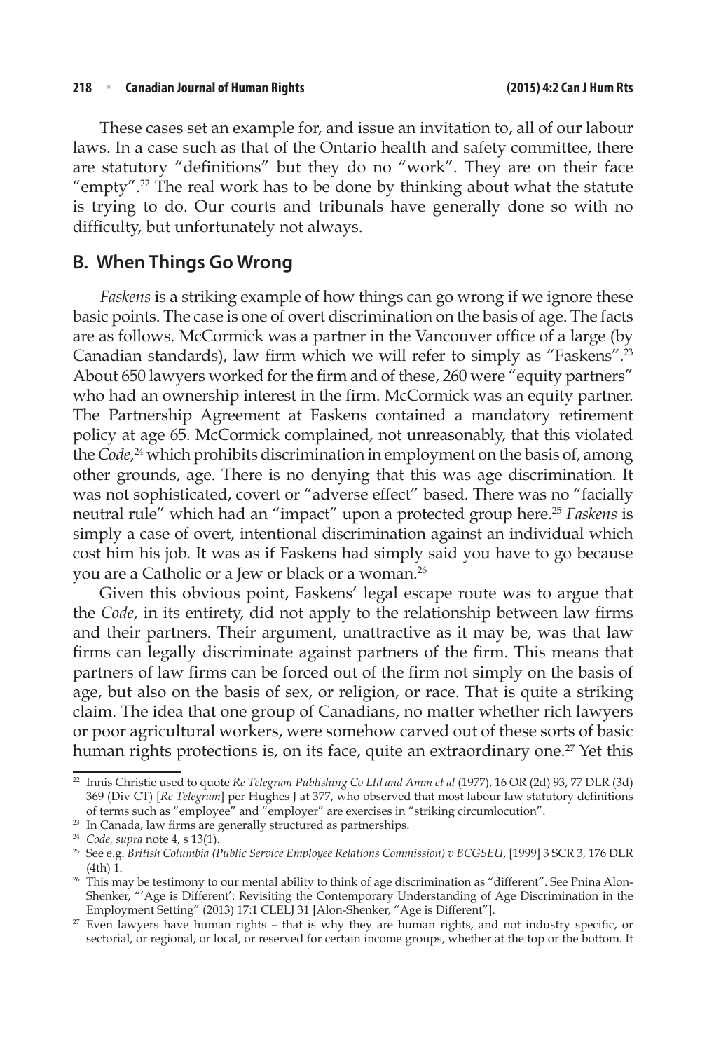These cases set an example for, and issue an invitation to, all of our labour laws. In a case such as that of the Ontario health and safety committee, there are statutory "definitions" but they do no "work". They are on their face "empty".[22] The real work has to be done by thinking about what the statute is trying to do. Our courts and tribunals have generally done so with no difficulty, but unfortunately not always.

## B. When Things Go Wrong

*Faskens* is a striking example of how things can go wrong if we ignore these basic points. The case is one of overt discrimination on the basis of age. The facts are as follows. McCormick was a partner in the Vancouver office of a large (by Canadian standards), law firm which we will refer to simply as "Faskens".[23] About 650 lawyers worked for the firm and of these, 260 were "equity partners" who had an ownership interest in the firm. McCormick was an equity partner. The Partnership Agreement at Faskens contained a mandatory retirement policy at age 65. McCormick complained, not unreasonably, that this violated the *Code*,[24] which prohibits discrimination in employment on the basis of, among other grounds, age. There is no denying that this was age discrimination. It was not sophisticated, covert or "adverse effect" based. There was no "facially neutral rule" which had an "impact" upon a protected group here.[25] *Faskens* is simply a case of overt, intentional discrimination against an individual which cost him his job. It was as if Faskens had simply said you have to go because you are a Catholic or a Jew or black or a woman.[26]

Given this obvious point, Faskens' legal escape route was to argue that the *Code*, in its entirety, did not apply to the relationship between law firms and their partners. Their argument, unattractive as it may be, was that law firms can legally discriminate against partners of the firm. This means that partners of law firms can be forced out of the firm not simply on the basis of age, but also on the basis of sex, or religion, or race. That is quite a striking claim. The idea that one group of Canadians, no matter whether rich lawyers or poor agricultural workers, were somehow carved out of these sorts of basic human rights protections is, on its face, quite an extraordinary one.[27] Yet this

---

[22] Innis Christie used to quote *Re Telegram Publishing Co Ltd and Amm et al* (1977), 16 OR (2d) 93, 77 DLR (3d) 369 (Div CT) [*Re Telegram*] per Hughes J at 377, who observed that most labour law statutory definitions of terms such as "employee" and "employer" are exercises in "striking circumlocution".

[23] In Canada, law firms are generally structured as partnerships.

[24] *Code*, *supra* note 4, s 13(1).

[25] See e.g. *British Columbia (Public Service Employee Relations Commission) v BCGSEU*, [1999] 3 SCR 3, 176 DLR (4th) 1.

[26] This may be testimony to our mental ability to think of age discrimination as "different". See Pnina Alon-Shenker, "'Age is Different': Revisiting the Contemporary Understanding of Age Discrimination in the Employment Setting" (2013) 17:1 CLELJ 31 [Alon-Shenker, "Age is Different"].

[27] Even lawyers have human rights – that is why they are human rights, and not industry specific, or sectorial, or regional, or local, or reserved for certain income groups, whether at the top or the bottom. It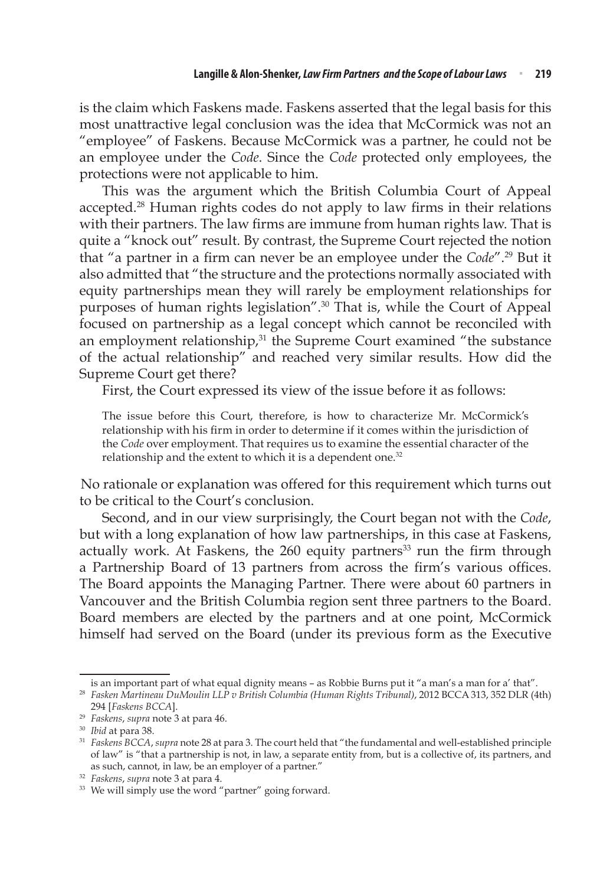is the claim which Faskens made. Faskens asserted that the legal basis for this most unattractive legal conclusion was the idea that McCormick was not an "employee" of Faskens. Because McCormick was a partner, he could not be an employee under the *Code*. Since the *Code* protected only employees, the protections were not applicable to him.

This was the argument which the British Columbia Court of Appeal accepted.[28] Human rights codes do not apply to law firms in their relations with their partners. The law firms are immune from human rights law. That is quite a "knock out" result. By contrast, the Supreme Court rejected the notion that "a partner in a firm can never be an employee under the *Code*".[29] But it also admitted that "the structure and the protections normally associated with equity partnerships mean they will rarely be employment relationships for purposes of human rights legislation".[30] That is, while the Court of Appeal focused on partnership as a legal concept which cannot be reconciled with an employment relationship,[31] the Supreme Court examined "the substance of the actual relationship" and reached very similar results. How did the Supreme Court get there?

First, the Court expressed its view of the issue before it as follows:

> The issue before this Court, therefore, is how to characterize Mr. McCormick's relationship with his firm in order to determine if it comes within the jurisdiction of the *Code* over employment. That requires us to examine the essential character of the relationship and the extent to which it is a dependent one.[32]

No rationale or explanation was offered for this requirement which turns out to be critical to the Court's conclusion.

Second, and in our view surprisingly, the Court began not with the *Code*, but with a long explanation of how law partnerships, in this case at Faskens, actually work. At Faskens, the 260 equity partners[33] run the firm through a Partnership Board of 13 partners from across the firm's various offices. The Board appoints the Managing Partner. There were about 60 partners in Vancouver and the British Columbia region sent three partners to the Board. Board members are elected by the partners and at one point, McCormick himself had served on the Board (under its previous form as the Executive

---

is an important part of what equal dignity means – as Robbie Burns put it "a man's a man for a' that".

[28] *Fasken Martineau DuMoulin LLP v British Columbia (Human Rights Tribunal)*, 2012 BCCA 313, 352 DLR (4th) 294 [*Faskens BCCA*].

[29] *Faskens*, *supra* note 3 at para 46.

[30] *Ibid* at para 38.

[31] *Faskens BCCA*, *supra* note 28 at para 3. The court held that "the fundamental and well-established principle of law" is "that a partnership is not, in law, a separate entity from, but is a collective of, its partners, and as such, cannot, in law, be an employer of a partner."

[32] *Faskens*, *supra* note 3 at para 4.

[33] We will simply use the word "partner" going forward.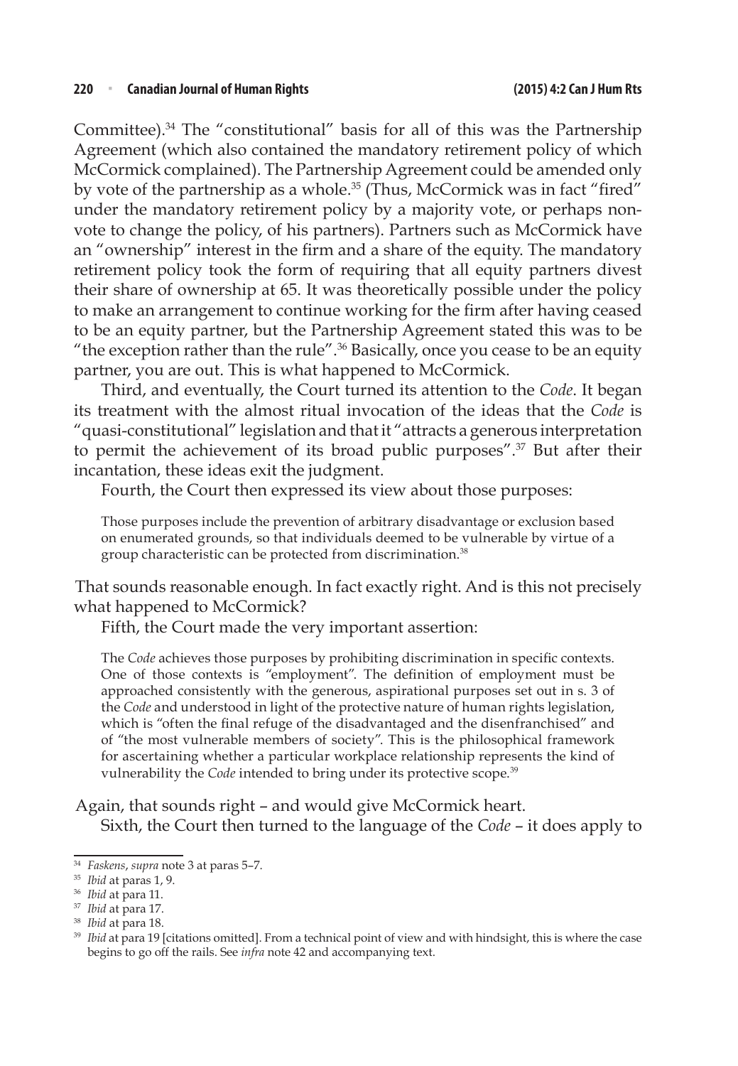Committee).[34] The "constitutional" basis for all of this was the Partnership Agreement (which also contained the mandatory retirement policy of which McCormick complained). The Partnership Agreement could be amended only by vote of the partnership as a whole.[35] (Thus, McCormick was in fact "fired" under the mandatory retirement policy by a majority vote, or perhaps non-vote to change the policy, of his partners). Partners such as McCormick have an "ownership" interest in the firm and a share of the equity. The mandatory retirement policy took the form of requiring that all equity partners divest their share of ownership at 65. It was theoretically possible under the policy to make an arrangement to continue working for the firm after having ceased to be an equity partner, but the Partnership Agreement stated this was to be "the exception rather than the rule".[36] Basically, once you cease to be an equity partner, you are out. This is what happened to McCormick.

Third, and eventually, the Court turned its attention to the *Code*. It began its treatment with the almost ritual invocation of the ideas that the *Code* is "quasi-constitutional" legislation and that it "attracts a generous interpretation to permit the achievement of its broad public purposes".[37] But after their incantation, these ideas exit the judgment.

Fourth, the Court then expressed its view about those purposes:

> Those purposes include the prevention of arbitrary disadvantage or exclusion based on enumerated grounds, so that individuals deemed to be vulnerable by virtue of a group characteristic can be protected from discrimination.[38]

That sounds reasonable enough. In fact exactly right. And is this not precisely what happened to McCormick?

Fifth, the Court made the very important assertion:

> The *Code* achieves those purposes by prohibiting discrimination in specific contexts. One of those contexts is "employment". The definition of employment must be approached consistently with the generous, aspirational purposes set out in s. 3 of the *Code* and understood in light of the protective nature of human rights legislation, which is "often the final refuge of the disadvantaged and the disenfranchised" and of "the most vulnerable members of society". This is the philosophical framework for ascertaining whether a particular workplace relationship represents the kind of vulnerability the *Code* intended to bring under its protective scope.[39]

Again, that sounds right – and would give McCormick heart.

Sixth, the Court then turned to the language of the *Code* – it does apply to

---

[34] *Faskens*, *supra* note 3 at paras 5–7.

[35] *Ibid* at paras 1, 9.

[36] *Ibid* at para 11.

[37] *Ibid* at para 17.

[38] *Ibid* at para 18.

[39] *Ibid* at para 19 [citations omitted]. From a technical point of view and with hindsight, this is where the case begins to go off the rails. See *infra* note 42 and accompanying text.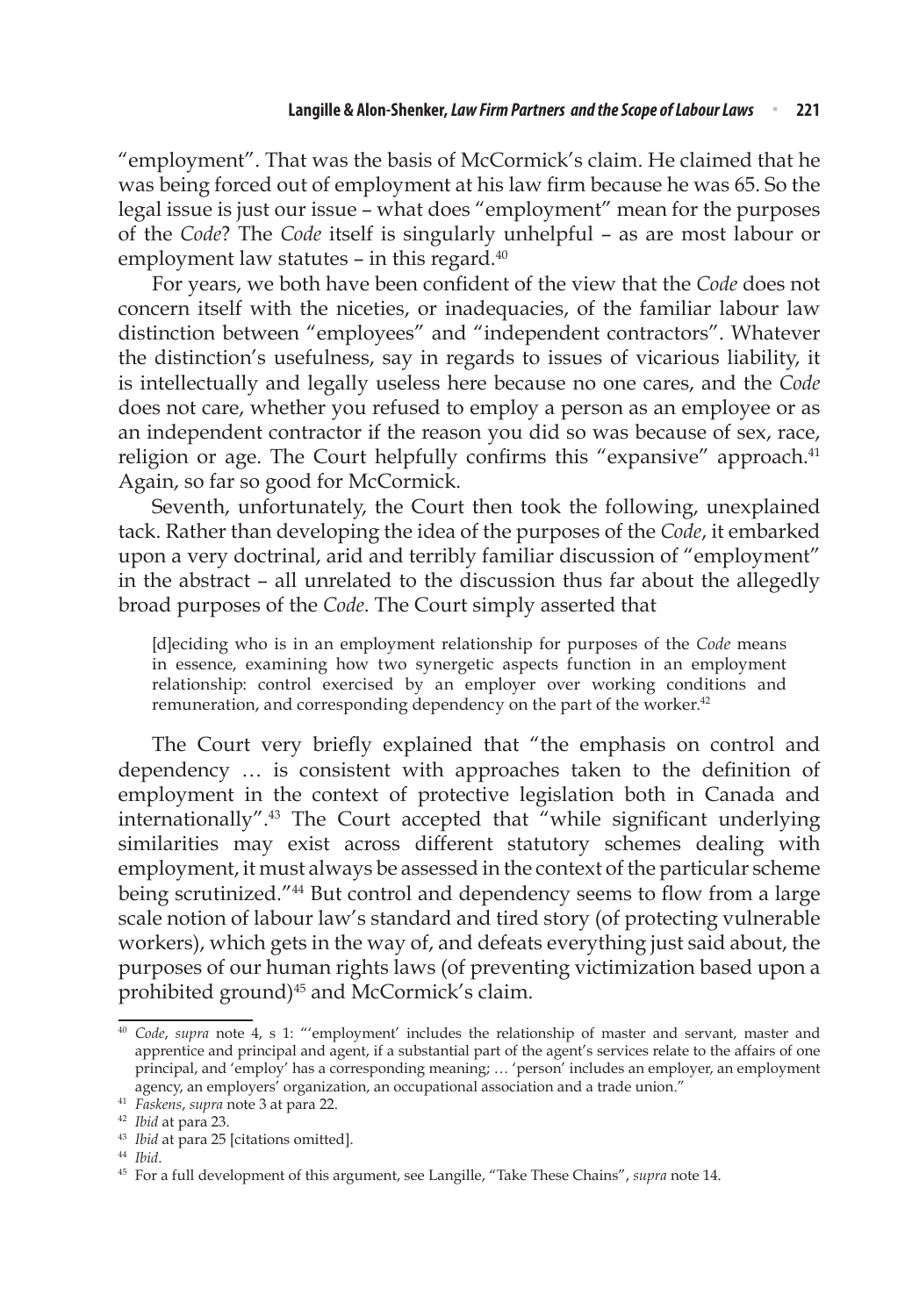"employment". That was the basis of McCormick's claim. He claimed that he was being forced out of employment at his law firm because he was 65. So the legal issue is just our issue – what does "employment" mean for the purposes of the *Code*? The *Code* itself is singularly unhelpful – as are most labour or employment law statutes – in this regard.[40]

For years, we both have been confident of the view that the *Code* does not concern itself with the niceties, or inadequacies, of the familiar labour law distinction between "employees" and "independent contractors". Whatever the distinction's usefulness, say in regards to issues of vicarious liability, it is intellectually and legally useless here because no one cares, and the *Code* does not care, whether you refused to employ a person as an employee or as an independent contractor if the reason you did so was because of sex, race, religion or age. The Court helpfully confirms this "expansive" approach.[41] Again, so far so good for McCormick.

Seventh, unfortunately, the Court then took the following, unexplained tack. Rather than developing the idea of the purposes of the *Code*, it embarked upon a very doctrinal, arid and terribly familiar discussion of "employment" in the abstract – all unrelated to the discussion thus far about the allegedly broad purposes of the *Code*. The Court simply asserted that

> [d]eciding who is in an employment relationship for purposes of the *Code* means in essence, examining how two synergetic aspects function in an employment relationship: control exercised by an employer over working conditions and remuneration, and corresponding dependency on the part of the worker.[42]

The Court very briefly explained that "the emphasis on control and dependency … is consistent with approaches taken to the definition of employment in the context of protective legislation both in Canada and internationally".[43] The Court accepted that "while significant underlying similarities may exist across different statutory schemes dealing with employment, it must always be assessed in the context of the particular scheme being scrutinized."[44] But control and dependency seems to flow from a large scale notion of labour law's standard and tired story (of protecting vulnerable workers), which gets in the way of, and defeats everything just said about, the purposes of our human rights laws (of preventing victimization based upon a prohibited ground)[45] and McCormick's claim.

---

[40] *Code*, *supra* note 4, s 1: "'employment' includes the relationship of master and servant, master and apprentice and principal and agent, if a substantial part of the agent's services relate to the affairs of one principal, and 'employ' has a corresponding meaning; … 'person' includes an employer, an employment agency, an employers' organization, an occupational association and a trade union."

[41] *Faskens*, *supra* note 3 at para 22.

[42] *Ibid* at para 23.

[43] *Ibid* at para 25 [citations omitted].

[44] *Ibid*.

[45] For a full development of this argument, see Langille, "Take These Chains", *supra* note 14.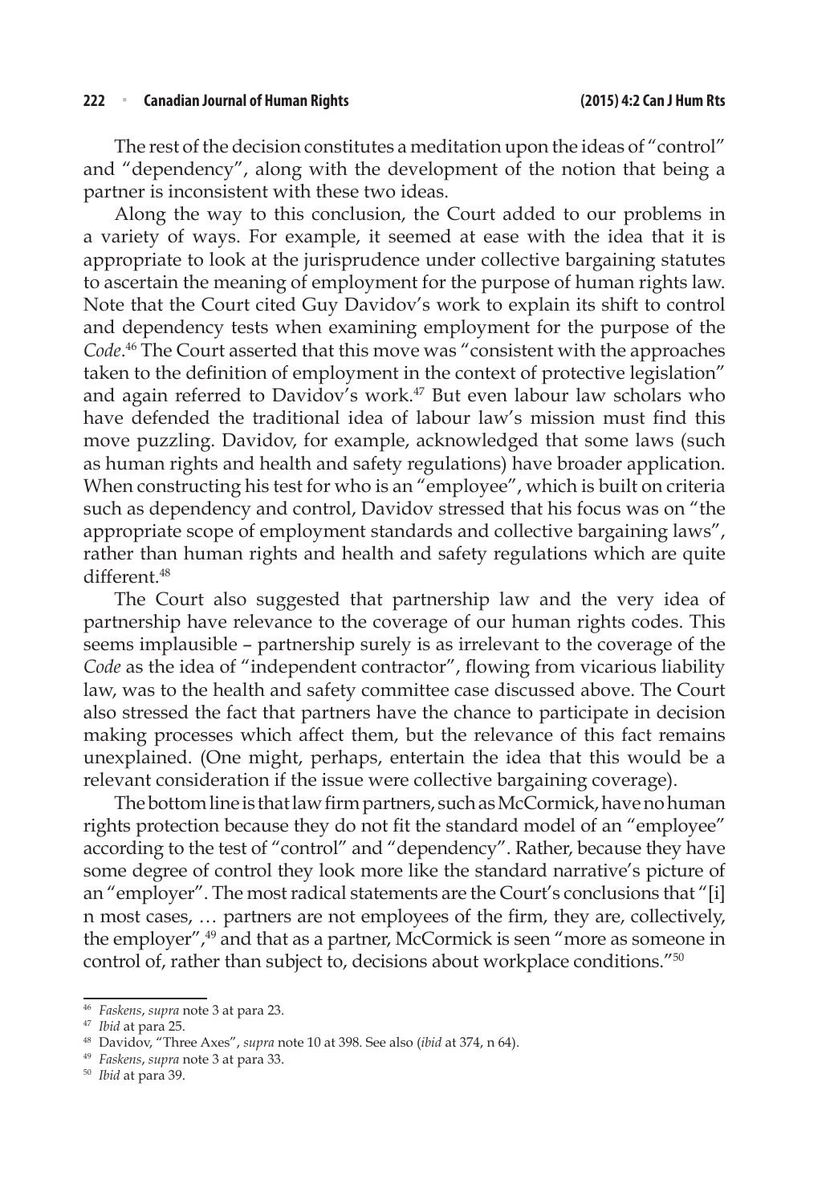The rest of the decision constitutes a meditation upon the ideas of "control" and "dependency", along with the development of the notion that being a partner is inconsistent with these two ideas.

Along the way to this conclusion, the Court added to our problems in a variety of ways. For example, it seemed at ease with the idea that it is appropriate to look at the jurisprudence under collective bargaining statutes to ascertain the meaning of employment for the purpose of human rights law. Note that the Court cited Guy Davidov's work to explain its shift to control and dependency tests when examining employment for the purpose of the *Code*.[46] The Court asserted that this move was "consistent with the approaches taken to the definition of employment in the context of protective legislation" and again referred to Davidov's work.[47] But even labour law scholars who have defended the traditional idea of labour law's mission must find this move puzzling. Davidov, for example, acknowledged that some laws (such as human rights and health and safety regulations) have broader application. When constructing his test for who is an "employee", which is built on criteria such as dependency and control, Davidov stressed that his focus was on "the appropriate scope of employment standards and collective bargaining laws", rather than human rights and health and safety regulations which are quite different.[48]

The Court also suggested that partnership law and the very idea of partnership have relevance to the coverage of our human rights codes. This seems implausible – partnership surely is as irrelevant to the coverage of the *Code* as the idea of "independent contractor", flowing from vicarious liability law, was to the health and safety committee case discussed above. The Court also stressed the fact that partners have the chance to participate in decision making processes which affect them, but the relevance of this fact remains unexplained. (One might, perhaps, entertain the idea that this would be a relevant consideration if the issue were collective bargaining coverage).

The bottom line is that law firm partners, such as McCormick, have no human rights protection because they do not fit the standard model of an "employee" according to the test of "control" and "dependency". Rather, because they have some degree of control they look more like the standard narrative's picture of an "employer". The most radical statements are the Court's conclusions that "[i]n most cases, … partners are not employees of the firm, they are, collectively, the employer",[49] and that as a partner, McCormick is seen "more as someone in control of, rather than subject to, decisions about workplace conditions."[50]

---

[46] *Faskens*, *supra* note 3 at para 23.

[47] *Ibid* at para 25.

[48] Davidov, "Three Axes", *supra* note 10 at 398. See also (*ibid* at 374, n 64).

[49] *Faskens*, *supra* note 3 at para 33.

[50] *Ibid* at para 39.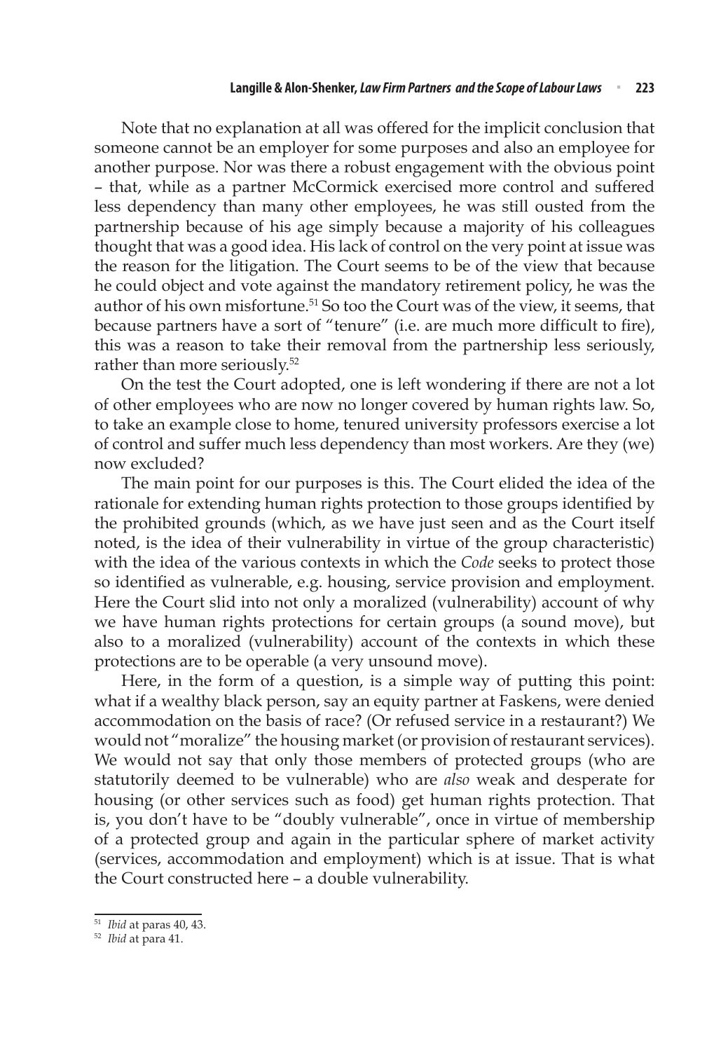Note that no explanation at all was offered for the implicit conclusion that someone cannot be an employer for some purposes and also an employee for another purpose. Nor was there a robust engagement with the obvious point – that, while as a partner McCormick exercised more control and suffered less dependency than many other employees, he was still ousted from the partnership because of his age simply because a majority of his colleagues thought that was a good idea. His lack of control on the very point at issue was the reason for the litigation. The Court seems to be of the view that because he could object and vote against the mandatory retirement policy, he was the author of his own misfortune.[51] So too the Court was of the view, it seems, that because partners have a sort of "tenure" (i.e. are much more difficult to fire), this was a reason to take their removal from the partnership less seriously, rather than more seriously.[52]

On the test the Court adopted, one is left wondering if there are not a lot of other employees who are now no longer covered by human rights law. So, to take an example close to home, tenured university professors exercise a lot of control and suffer much less dependency than most workers. Are they (we) now excluded?

The main point for our purposes is this. The Court elided the idea of the rationale for extending human rights protection to those groups identified by the prohibited grounds (which, as we have just seen and as the Court itself noted, is the idea of their vulnerability in virtue of the group characteristic) with the idea of the various contexts in which the *Code* seeks to protect those so identified as vulnerable, e.g. housing, service provision and employment. Here the Court slid into not only a moralized (vulnerability) account of why we have human rights protections for certain groups (a sound move), but also to a moralized (vulnerability) account of the contexts in which these protections are to be operable (a very unsound move).

Here, in the form of a question, is a simple way of putting this point: what if a wealthy black person, say an equity partner at Faskens, were denied accommodation on the basis of race? (Or refused service in a restaurant?) We would not "moralize" the housing market (or provision of restaurant services). We would not say that only those members of protected groups (who are statutorily deemed to be vulnerable) who are *also* weak and desperate for housing (or other services such as food) get human rights protection. That is, you don't have to be "doubly vulnerable", once in virtue of membership of a protected group and again in the particular sphere of market activity (services, accommodation and employment) which is at issue. That is what the Court constructed here – a double vulnerability.

---

[51] *Ibid* at paras 40, 43.

[52] *Ibid* at para 41.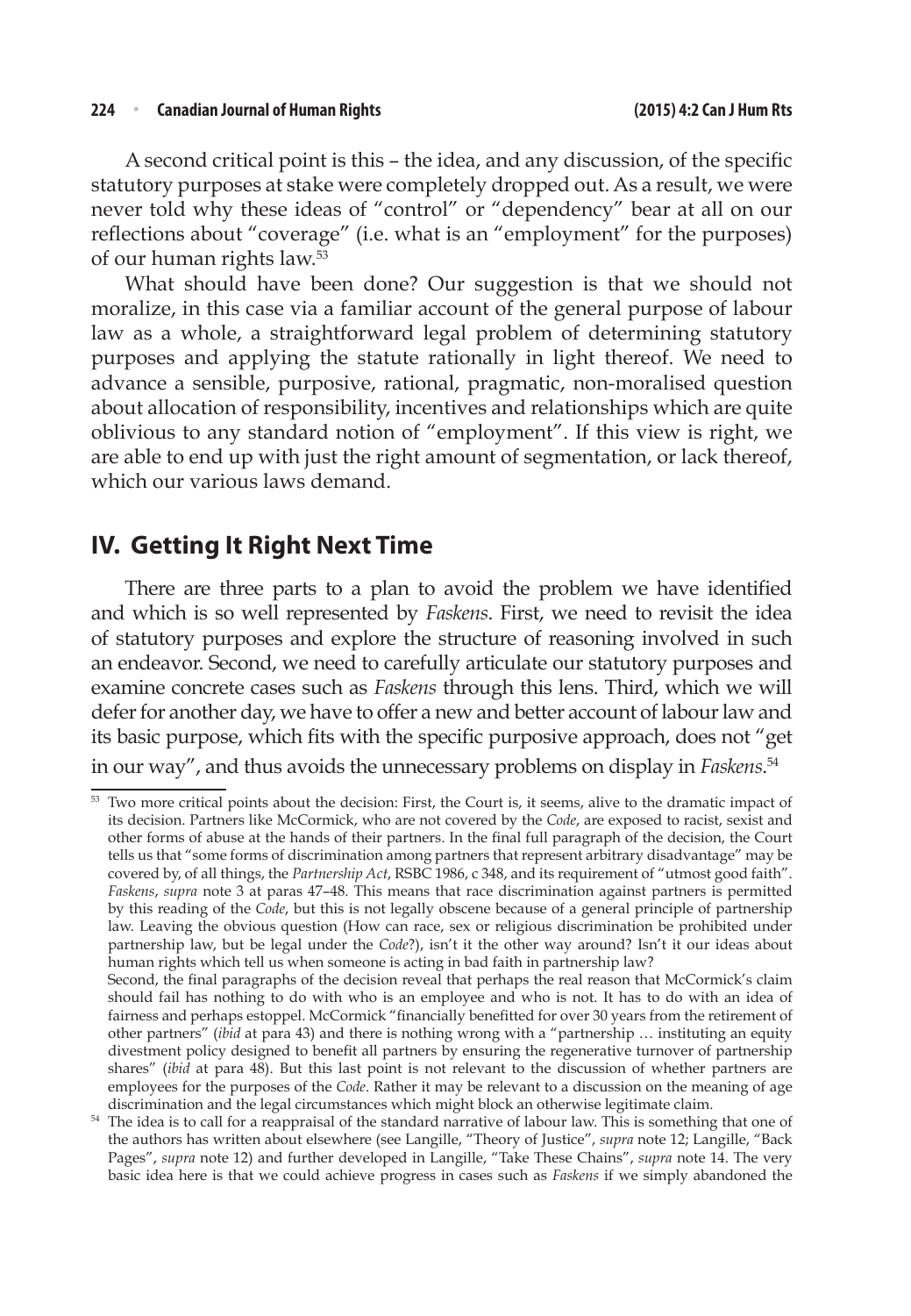A second critical point is this – the idea, and any discussion, of the specific statutory purposes at stake were completely dropped out. As a result, we were never told why these ideas of "control" or "dependency" bear at all on our reflections about "coverage" (i.e. what is an "employment" for the purposes) of our human rights law.[53]

What should have been done? Our suggestion is that we should not moralize, in this case via a familiar account of the general purpose of labour law as a whole, a straightforward legal problem of determining statutory purposes and applying the statute rationally in light thereof. We need to advance a sensible, purposive, rational, pragmatic, non-moralised question about allocation of responsibility, incentives and relationships which are quite oblivious to any standard notion of "employment". If this view is right, we are able to end up with just the right amount of segmentation, or lack thereof, which our various laws demand.

## IV. Getting It Right Next Time

There are three parts to a plan to avoid the problem we have identified and which is so well represented by *Faskens*. First, we need to revisit the idea of statutory purposes and explore the structure of reasoning involved in such an endeavor. Second, we need to carefully articulate our statutory purposes and examine concrete cases such as *Faskens* through this lens. Third, which we will defer for another day, we have to offer a new and better account of labour law and its basic purpose, which fits with the specific purposive approach, does not "get in our way", and thus avoids the unnecessary problems on display in *Faskens*.[54]

---

[53] Two more critical points about the decision: First, the Court is, it seems, alive to the dramatic impact of its decision. Partners like McCormick, who are not covered by the *Code*, are exposed to racist, sexist and other forms of abuse at the hands of their partners. In the final full paragraph of the decision, the Court tells us that "some forms of discrimination among partners that represent arbitrary disadvantage" may be covered by, of all things, the *Partnership Act*, RSBC 1986, c 348, and its requirement of "utmost good faith". *Faskens*, *supra* note 3 at paras 47–48. This means that race discrimination against partners is permitted by this reading of the *Code*, but this is not legally obscene because of a general principle of partnership law. Leaving the obvious question (How can race, sex or religious discrimination be prohibited under partnership law, but be legal under the *Code*?), isn't it the other way around? Isn't it our ideas about human rights which tell us when someone is acting in bad faith in partnership law?
Second, the final paragraphs of the decision reveal that perhaps the real reason that McCormick's claim should fail has nothing to do with who is an employee and who is not. It has to do with an idea of fairness and perhaps estoppel. McCormick "financially benefitted for over 30 years from the retirement of other partners" (*ibid* at para 43) and there is nothing wrong with a "partnership … instituting an equity divestment policy designed to benefit all partners by ensuring the regenerative turnover of partnership shares" (*ibid* at para 48). But this last point is not relevant to the discussion of whether partners are employees for the purposes of the *Code*. Rather it may be relevant to a discussion on the meaning of age discrimination and the legal circumstances which might block an otherwise legitimate claim.

[54] The idea is to call for a reappraisal of the standard narrative of labour law. This is something that one of the authors has written about elsewhere (see Langille, "Theory of Justice", *supra* note 12; Langille, "Back Pages", *supra* note 12) and further developed in Langille, "Take These Chains", *supra* note 14. The very basic idea here is that we could achieve progress in cases such as *Faskens* if we simply abandoned the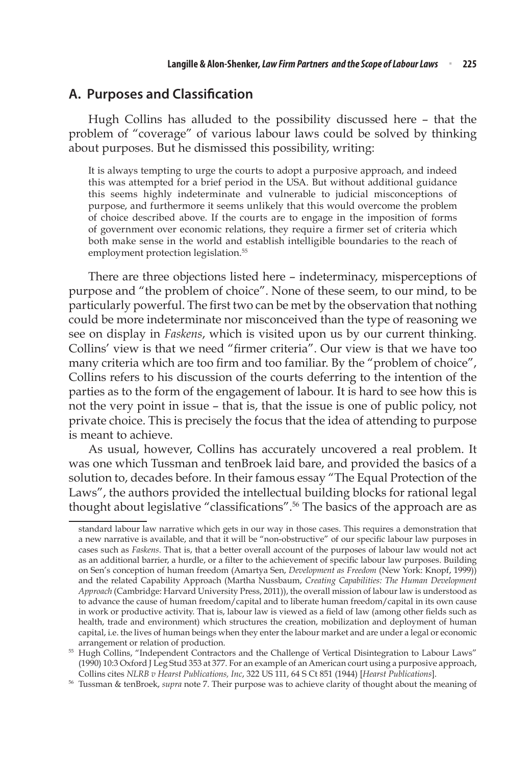## A. Purposes and Classification

Hugh Collins has alluded to the possibility discussed here – that the problem of "coverage" of various labour laws could be solved by thinking about purposes. But he dismissed this possibility, writing:

> It is always tempting to urge the courts to adopt a purposive approach, and indeed this was attempted for a brief period in the USA. But without additional guidance this seems highly indeterminate and vulnerable to judicial misconceptions of purpose, and furthermore it seems unlikely that this would overcome the problem of choice described above. If the courts are to engage in the imposition of forms of government over economic relations, they require a firmer set of criteria which both make sense in the world and establish intelligible boundaries to the reach of employment protection legislation.[55]

There are three objections listed here – indeterminacy, misperceptions of purpose and "the problem of choice". None of these seem, to our mind, to be particularly powerful. The first two can be met by the observation that nothing could be more indeterminate nor misconceived than the type of reasoning we see on display in *Faskens*, which is visited upon us by our current thinking. Collins' view is that we need "firmer criteria". Our view is that we have too many criteria which are too firm and too familiar. By the "problem of choice", Collins refers to his discussion of the courts deferring to the intention of the parties as to the form of the engagement of labour. It is hard to see how this is not the very point in issue – that is, that the issue is one of public policy, not private choice. This is precisely the focus that the idea of attending to purpose is meant to achieve.

As usual, however, Collins has accurately uncovered a real problem. It was one which Tussman and tenBroek laid bare, and provided the basics of a solution to, decades before. In their famous essay "The Equal Protection of the Laws", the authors provided the intellectual building blocks for rational legal thought about legislative "classifications".[56] The basics of the approach are as

standard labour law narrative which gets in our way in those cases. This requires a demonstration that a new narrative is available, and that it will be "non-obstructive" of our specific labour law purposes in cases such as *Faskens*. That is, that a better overall account of the purposes of labour law would not act as an additional barrier, a hurdle, or a filter to the achievement of specific labour law purposes. Building on Sen's conception of human freedom (Amartya Sen, *Development as Freedom* (New York: Knopf, 1999)) and the related Capability Approach (Martha Nussbaum, *Creating Capabilities: The Human Development Approach* (Cambridge: Harvard University Press, 2011)), the overall mission of labour law is understood as to advance the cause of human freedom/capital and to liberate human freedom/capital in its own cause in work or productive activity. That is, labour law is viewed as a field of law (among other fields such as health, trade and environment) which structures the creation, mobilization and deployment of human capital, i.e. the lives of human beings when they enter the labour market and are under a legal or economic arrangement or relation of production.

[55] Hugh Collins, "Independent Contractors and the Challenge of Vertical Disintegration to Labour Laws" (1990) 10:3 Oxford J Leg Stud 353 at 377. For an example of an American court using a purposive approach, Collins cites *NLRB v Hearst Publications, Inc*, 322 US 111, 64 S Ct 851 (1944) [*Hearst Publications*].

[56] Tussman & tenBroek, *supra* note 7. Their purpose was to achieve clarity of thought about the meaning of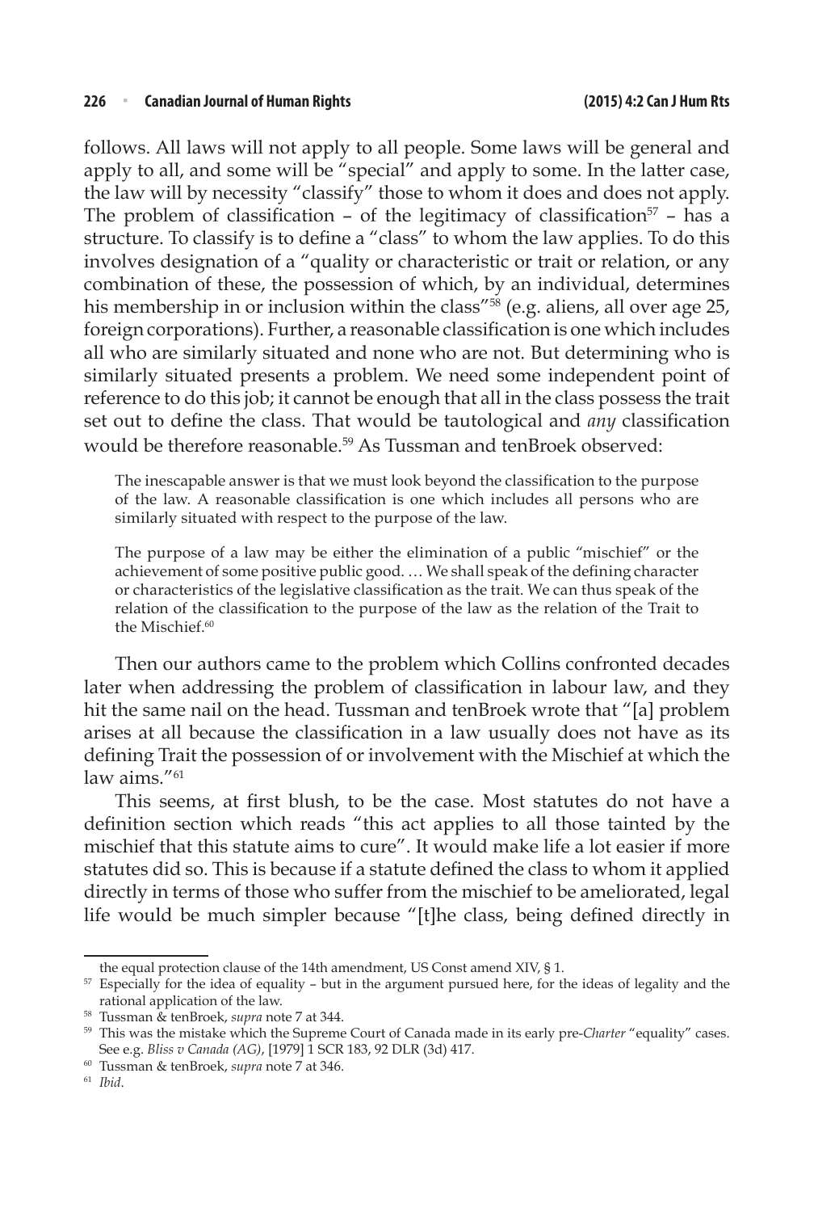follows. All laws will not apply to all people. Some laws will be general and apply to all, and some will be "special" and apply to some. In the latter case, the law will by necessity "classify" those to whom it does and does not apply. The problem of classification – of the legitimacy of classification[57] – has a structure. To classify is to define a "class" to whom the law applies. To do this involves designation of a "quality or characteristic or trait or relation, or any combination of these, the possession of which, by an individual, determines his membership in or inclusion within the class"[58] (e.g. aliens, all over age 25, foreign corporations). Further, a reasonable classification is one which includes all who are similarly situated and none who are not. But determining who is similarly situated presents a problem. We need some independent point of reference to do this job; it cannot be enough that all in the class possess the trait set out to define the class. That would be tautological and *any* classification would be therefore reasonable.[59] As Tussman and tenBroek observed:

> The inescapable answer is that we must look beyond the classification to the purpose of the law. A reasonable classification is one which includes all persons who are similarly situated with respect to the purpose of the law.
>
> The purpose of a law may be either the elimination of a public "mischief" or the achievement of some positive public good. … We shall speak of the defining character or characteristics of the legislative classification as the trait. We can thus speak of the relation of the classification to the purpose of the law as the relation of the Trait to the Mischief.[60]

Then our authors came to the problem which Collins confronted decades later when addressing the problem of classification in labour law, and they hit the same nail on the head. Tussman and tenBroek wrote that "[a] problem arises at all because the classification in a law usually does not have as its defining Trait the possession of or involvement with the Mischief at which the law aims."[61]

This seems, at first blush, to be the case. Most statutes do not have a definition section which reads "this act applies to all those tainted by the mischief that this statute aims to cure". It would make life a lot easier if more statutes did so. This is because if a statute defined the class to whom it applied directly in terms of those who suffer from the mischief to be ameliorated, legal life would be much simpler because "[t]he class, being defined directly in

---

the equal protection clause of the 14th amendment, US Const amend XIV, § 1.

[57] Especially for the idea of equality – but in the argument pursued here, for the ideas of legality and the rational application of the law.

[58] Tussman & tenBroek, *supra* note 7 at 344.

[59] This was the mistake which the Supreme Court of Canada made in its early pre-*Charter* "equality" cases. See e.g. *Bliss v Canada (AG)*, [1979] 1 SCR 183, 92 DLR (3d) 417.

[60] Tussman & tenBroek, *supra* note 7 at 346.

[61] *Ibid*.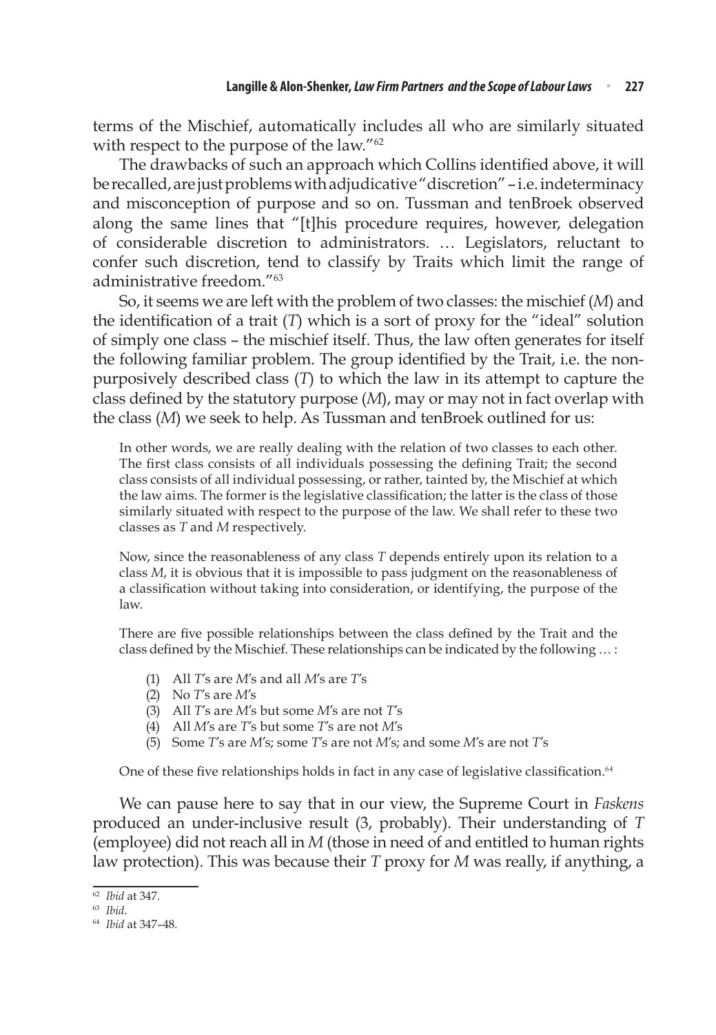terms of the Mischief, automatically includes all who are similarly situated with respect to the purpose of the law."[62]

The drawbacks of such an approach which Collins identified above, it will be recalled, are just problems with adjudicative "discretion" – i.e. indeterminacy and misconception of purpose and so on. Tussman and tenBroek observed along the same lines that "[t]his procedure requires, however, delegation of considerable discretion to administrators. … Legislators, reluctant to confer such discretion, tend to classify by Traits which limit the range of administrative freedom."[63]

So, it seems we are left with the problem of two classes: the mischief (*M*) and the identification of a trait (*T*) which is a sort of proxy for the "ideal" solution of simply one class – the mischief itself. Thus, the law often generates for itself the following familiar problem. The group identified by the Trait, i.e. the non-purposively described class (*T*) to which the law in its attempt to capture the class defined by the statutory purpose (*M*), may or may not in fact overlap with the class (*M*) we seek to help. As Tussman and tenBroek outlined for us:

> In other words, we are really dealing with the relation of two classes to each other. The first class consists of all individuals possessing the defining Trait; the second class consists of all individual possessing, or rather, tainted by, the Mischief at which the law aims. The former is the legislative classification; the latter is the class of those similarly situated with respect to the purpose of the law. We shall refer to these two classes as *T* and *M* respectively.
>
> Now, since the reasonableness of any class *T* depends entirely upon its relation to a class *M*, it is obvious that it is impossible to pass judgment on the reasonableness of a classification without taking into consideration, or identifying, the purpose of the law.
>
> There are five possible relationships between the class defined by the Trait and the class defined by the Mischief. These relationships can be indicated by the following … :
>
> (1) All *T*'s are *M*'s and all *M*'s are *T*'s
> (2) No *T*'s are *M*'s
> (3) All *T*'s are *M*'s but some *M*'s are not *T*'s
> (4) All *M*'s are *T*'s but some *T*'s are not *M*'s
> (5) Some *T*'s are *M*'s; some *T*'s are not *M*'s; and some *M*'s are not *T*'s
>
> One of these five relationships holds in fact in any case of legislative classification.[64]

We can pause here to say that in our view, the Supreme Court in *Faskens* produced an under-inclusive result (3, probably). Their understanding of *T* (employee) did not reach all in *M* (those in need of and entitled to human rights law protection). This was because their *T* proxy for *M* was really, if anything, a

---

[62] *Ibid* at 347.

[63] *Ibid*.

[64] *Ibid* at 347–48.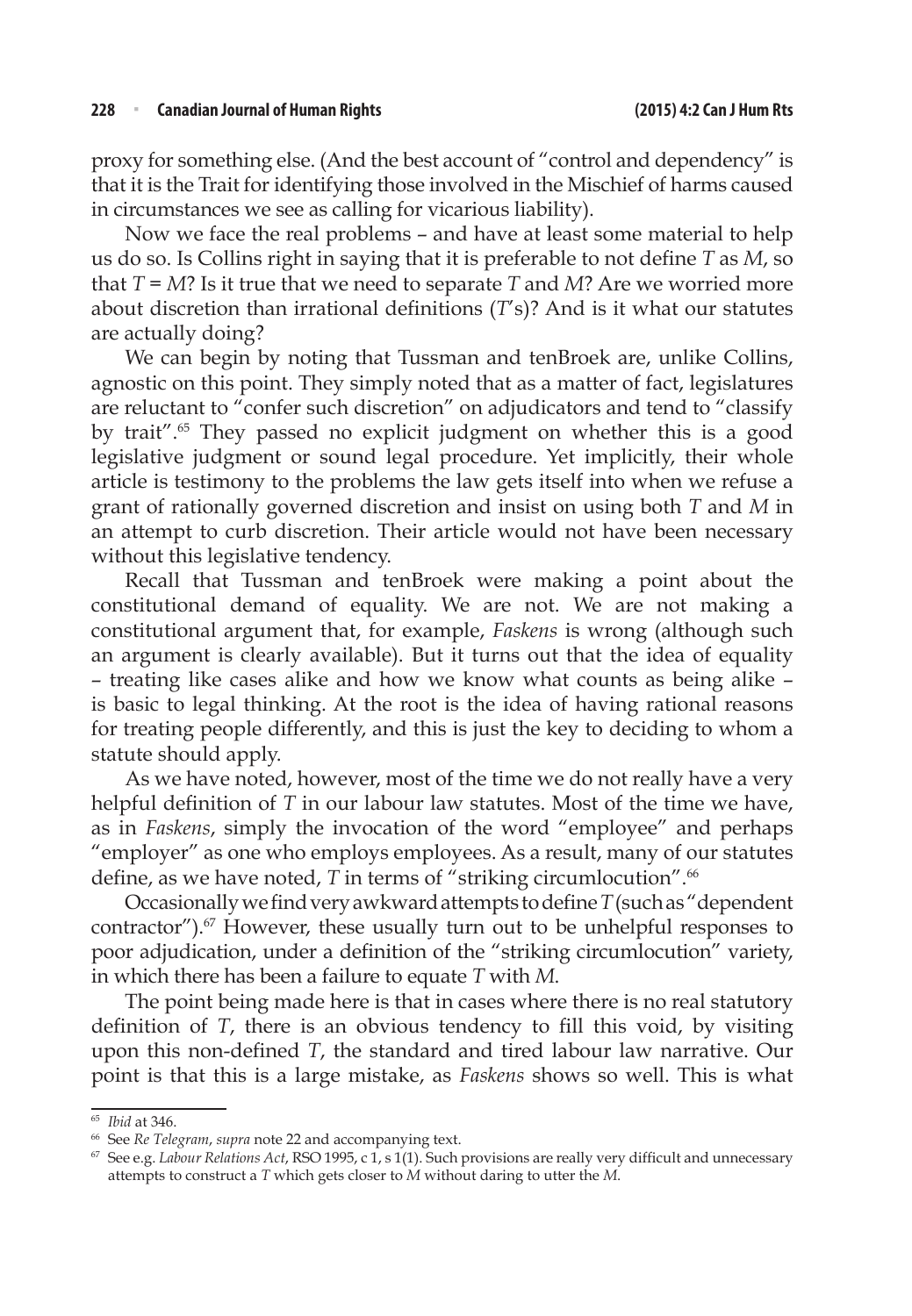proxy for something else. (And the best account of "control and dependency" is that it is the Trait for identifying those involved in the Mischief of harms caused in circumstances we see as calling for vicarious liability).

Now we face the real problems – and have at least some material to help us do so. Is Collins right in saying that it is preferable to not define *T* as *M*, so that *T* = *M*? Is it true that we need to separate *T* and *M*? Are we worried more about discretion than irrational definitions (*T*'s)? And is it what our statutes are actually doing?

We can begin by noting that Tussman and tenBroek are, unlike Collins, agnostic on this point. They simply noted that as a matter of fact, legislatures are reluctant to "confer such discretion" on adjudicators and tend to "classify by trait".[65] They passed no explicit judgment on whether this is a good legislative judgment or sound legal procedure. Yet implicitly, their whole article is testimony to the problems the law gets itself into when we refuse a grant of rationally governed discretion and insist on using both *T* and *M* in an attempt to curb discretion. Their article would not have been necessary without this legislative tendency.

Recall that Tussman and tenBroek were making a point about the constitutional demand of equality. We are not. We are not making a constitutional argument that, for example, *Faskens* is wrong (although such an argument is clearly available). But it turns out that the idea of equality – treating like cases alike and how we know what counts as being alike – is basic to legal thinking. At the root is the idea of having rational reasons for treating people differently, and this is just the key to deciding to whom a statute should apply.

As we have noted, however, most of the time we do not really have a very helpful definition of *T* in our labour law statutes. Most of the time we have, as in *Faskens*, simply the invocation of the word "employee" and perhaps "employer" as one who employs employees. As a result, many of our statutes define, as we have noted, *T* in terms of "striking circumlocution".[66]

Occasionally we find very awkward attempts to define *T* (such as "dependent contractor").[67] However, these usually turn out to be unhelpful responses to poor adjudication, under a definition of the "striking circumlocution" variety, in which there has been a failure to equate *T* with *M*.

The point being made here is that in cases where there is no real statutory definition of *T*, there is an obvious tendency to fill this void, by visiting upon this non-defined *T*, the standard and tired labour law narrative. Our point is that this is a large mistake, as *Faskens* shows so well. This is what

---

[65] *Ibid* at 346.

[66] See *Re Telegram*, *supra* note 22 and accompanying text.

[67] See e.g. *Labour Relations Act*, RSO 1995, c 1, s 1(1). Such provisions are really very difficult and unnecessary attempts to construct a *T* which gets closer to *M* without daring to utter the *M*.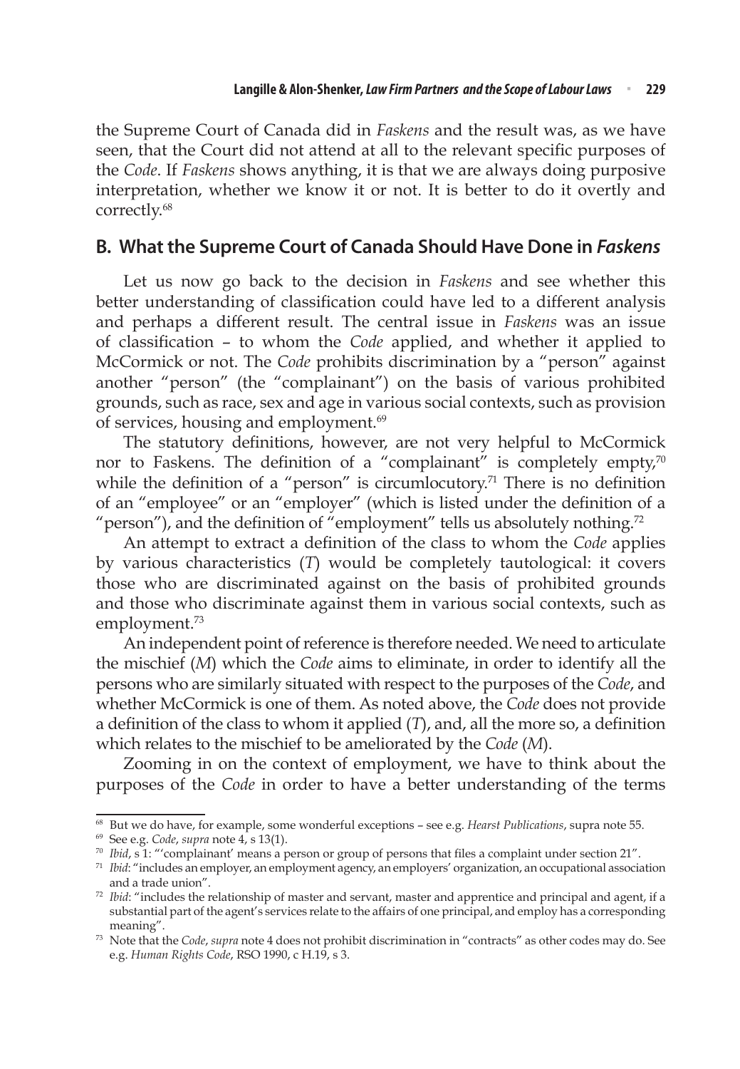the Supreme Court of Canada did in *Faskens* and the result was, as we have seen, that the Court did not attend at all to the relevant specific purposes of the *Code*. If *Faskens* shows anything, it is that we are always doing purposive interpretation, whether we know it or not. It is better to do it overtly and correctly.[68]

## B. What the Supreme Court of Canada Should Have Done in *Faskens*

Let us now go back to the decision in *Faskens* and see whether this better understanding of classification could have led to a different analysis and perhaps a different result. The central issue in *Faskens* was an issue of classification – to whom the *Code* applied, and whether it applied to McCormick or not. The *Code* prohibits discrimination by a "person" against another "person" (the "complainant") on the basis of various prohibited grounds, such as race, sex and age in various social contexts, such as provision of services, housing and employment.[69]

The statutory definitions, however, are not very helpful to McCormick nor to Faskens. The definition of a "complainant" is completely empty,[70] while the definition of a "person" is circumlocutory.[71] There is no definition of an "employee" or an "employer" (which is listed under the definition of a "person"), and the definition of "employment" tells us absolutely nothing.[72]

An attempt to extract a definition of the class to whom the *Code* applies by various characteristics (*T*) would be completely tautological: it covers those who are discriminated against on the basis of prohibited grounds and those who discriminate against them in various social contexts, such as employment.[73]

An independent point of reference is therefore needed. We need to articulate the mischief (*M*) which the *Code* aims to eliminate, in order to identify all the persons who are similarly situated with respect to the purposes of the *Code*, and whether McCormick is one of them. As noted above, the *Code* does not provide a definition of the class to whom it applied (*T*), and, all the more so, a definition which relates to the mischief to be ameliorated by the *Code* (*M*).

Zooming in on the context of employment, we have to think about the purposes of the *Code* in order to have a better understanding of the terms

---

[68] But we do have, for example, some wonderful exceptions – see e.g. *Hearst Publications*, supra note 55.

[69] See e.g. *Code*, *supra* note 4, s 13(1).

[70] *Ibid*, s 1: "'complainant' means a person or group of persons that files a complaint under section 21".

[71] *Ibid*: "includes an employer, an employment agency, an employers' organization, an occupational association and a trade union".

[72] *Ibid*: "includes the relationship of master and servant, master and apprentice and principal and agent, if a substantial part of the agent's services relate to the affairs of one principal, and employ has a corresponding meaning".

[73] Note that the *Code*, *supra* note 4 does not prohibit discrimination in "contracts" as other codes may do. See e.g. *Human Rights Code*, RSO 1990, c H.19, s 3.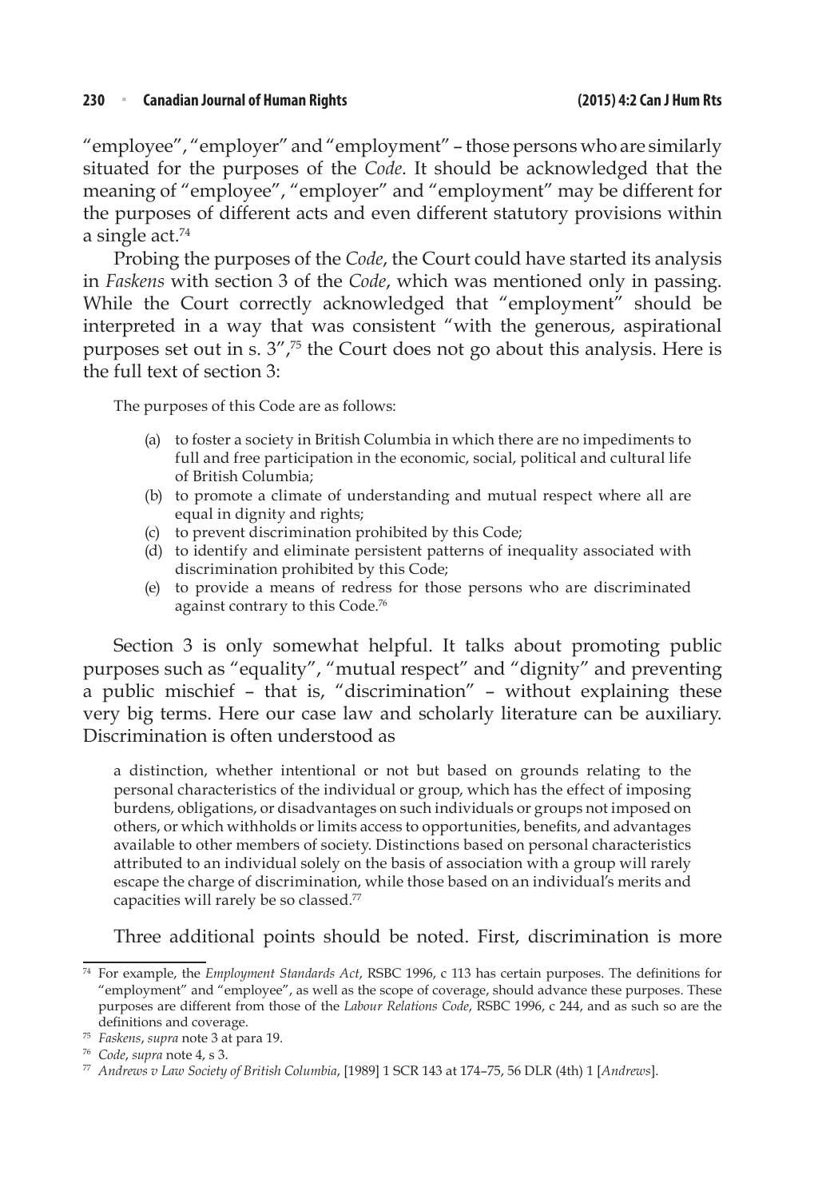"employee", "employer" and "employment" – those persons who are similarly situated for the purposes of the *Code*. It should be acknowledged that the meaning of "employee", "employer" and "employment" may be different for the purposes of different acts and even different statutory provisions within a single act.[74]

Probing the purposes of the *Code*, the Court could have started its analysis in *Faskens* with section 3 of the *Code*, which was mentioned only in passing. While the Court correctly acknowledged that "employment" should be interpreted in a way that was consistent "with the generous, aspirational purposes set out in s. 3",[75] the Court does not go about this analysis. Here is the full text of section 3:

> The purposes of this Code are as follows:
>
> (a) to foster a society in British Columbia in which there are no impediments to full and free participation in the economic, social, political and cultural life of British Columbia;
> (b) to promote a climate of understanding and mutual respect where all are equal in dignity and rights;
> (c) to prevent discrimination prohibited by this Code;
> (d) to identify and eliminate persistent patterns of inequality associated with discrimination prohibited by this Code;
> (e) to provide a means of redress for those persons who are discriminated against contrary to this Code.[76]

Section 3 is only somewhat helpful. It talks about promoting public purposes such as "equality", "mutual respect" and "dignity" and preventing a public mischief – that is, "discrimination" – without explaining these very big terms. Here our case law and scholarly literature can be auxiliary. Discrimination is often understood as

> a distinction, whether intentional or not but based on grounds relating to the personal characteristics of the individual or group, which has the effect of imposing burdens, obligations, or disadvantages on such individuals or groups not imposed on others, or which withholds or limits access to opportunities, benefits, and advantages available to other members of society. Distinctions based on personal characteristics attributed to an individual solely on the basis of association with a group will rarely escape the charge of discrimination, while those based on an individual's merits and capacities will rarely be so classed.[77]

Three additional points should be noted. First, discrimination is more

---

[74] For example, the *Employment Standards Act*, RSBC 1996, c 113 has certain purposes. The definitions for "employment" and "employee", as well as the scope of coverage, should advance these purposes. These purposes are different from those of the *Labour Relations Code*, RSBC 1996, c 244, and as such so are the definitions and coverage.

[75] *Faskens*, *supra* note 3 at para 19.

[76] *Code*, *supra* note 4, s 3.

[77] *Andrews v Law Society of British Columbia*, [1989] 1 SCR 143 at 174–75, 56 DLR (4th) 1 [*Andrews*].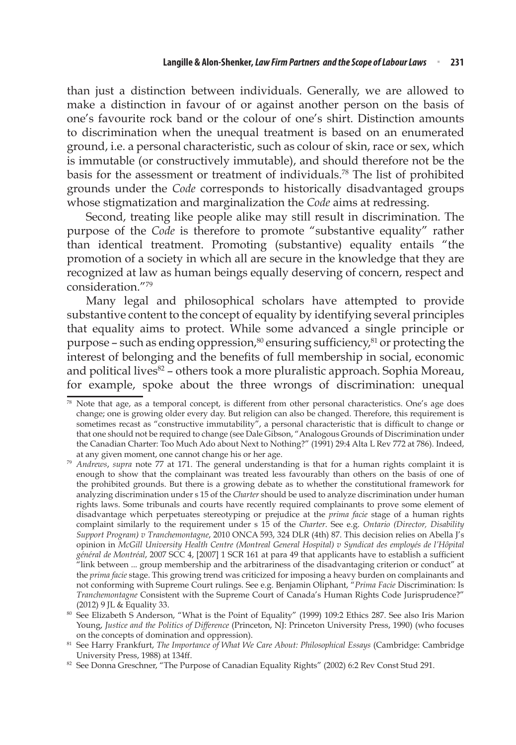than just a distinction between individuals. Generally, we are allowed to make a distinction in favour of or against another person on the basis of one's favourite rock band or the colour of one's shirt. Distinction amounts to discrimination when the unequal treatment is based on an enumerated ground, i.e. a personal characteristic, such as colour of skin, race or sex, which is immutable (or constructively immutable), and should therefore not be the basis for the assessment or treatment of individuals.[78] The list of prohibited grounds under the *Code* corresponds to historically disadvantaged groups whose stigmatization and marginalization the *Code* aims at redressing.

Second, treating like people alike may still result in discrimination. The purpose of the *Code* is therefore to promote "substantive equality" rather than identical treatment. Promoting (substantive) equality entails "the promotion of a society in which all are secure in the knowledge that they are recognized at law as human beings equally deserving of concern, respect and consideration."[79]

Many legal and philosophical scholars have attempted to provide substantive content to the concept of equality by identifying several principles that equality aims to protect. While some advanced a single principle or purpose – such as ending oppression,[80] ensuring sufficiency,[81] or protecting the interest of belonging and the benefits of full membership in social, economic and political lives[82] – others took a more pluralistic approach. Sophia Moreau, for example, spoke about the three wrongs of discrimination: unequal

---

[78] Note that age, as a temporal concept, is different from other personal characteristics. One's age does change; one is growing older every day. But religion can also be changed. Therefore, this requirement is sometimes recast as "constructive immutability", a personal characteristic that is difficult to change or that one should not be required to change (see Dale Gibson, "Analogous Grounds of Discrimination under the Canadian Charter: Too Much Ado about Next to Nothing?" (1991) 29:4 Alta L Rev 772 at 786). Indeed, at any given moment, one cannot change his or her age.

[79] *Andrews*, *supra* note 77 at 171. The general understanding is that for a human rights complaint it is enough to show that the complainant was treated less favourably than others on the basis of one of the prohibited grounds. But there is a growing debate as to whether the constitutional framework for analyzing discrimination under s 15 of the *Charter* should be used to analyze discrimination under human rights laws. Some tribunals and courts have recently required complainants to prove some element of disadvantage which perpetuates stereotyping or prejudice at the *prima facie* stage of a human rights complaint similarly to the requirement under s 15 of the *Charter*. See e.g. *Ontario (Director, Disability Support Program) v Tranchemontagne*, 2010 ONCA 593, 324 DLR (4th) 87. This decision relies on Abella J's opinion in *McGill University Health Centre (Montreal General Hospital) v Syndicat des employés de l'Hôpital général de Montréal*, 2007 SCC 4, [2007] 1 SCR 161 at para 49 that applicants have to establish a sufficient "link between ... group membership and the arbitrariness of the disadvantaging criterion or conduct" at the *prima facie* stage. This growing trend was criticized for imposing a heavy burden on complainants and not conforming with Supreme Court rulings. See e.g. Benjamin Oliphant, "*Prima Facie* Discrimination: Is *Tranchemontagne* Consistent with the Supreme Court of Canada's Human Rights Code Jurisprudence?" (2012) 9 JL & Equality 33.

[80] See Elizabeth S Anderson, "What is the Point of Equality" (1999) 109:2 Ethics 287. See also Iris Marion Young, *Justice and the Politics of Difference* (Princeton, NJ: Princeton University Press, 1990) (who focuses on the concepts of domination and oppression).

[81] See Harry Frankfurt, *The Importance of What We Care About: Philosophical Essays* (Cambridge: Cambridge University Press, 1988) at 134ff.

[82] See Donna Greschner, "The Purpose of Canadian Equality Rights" (2002) 6:2 Rev Const Stud 291.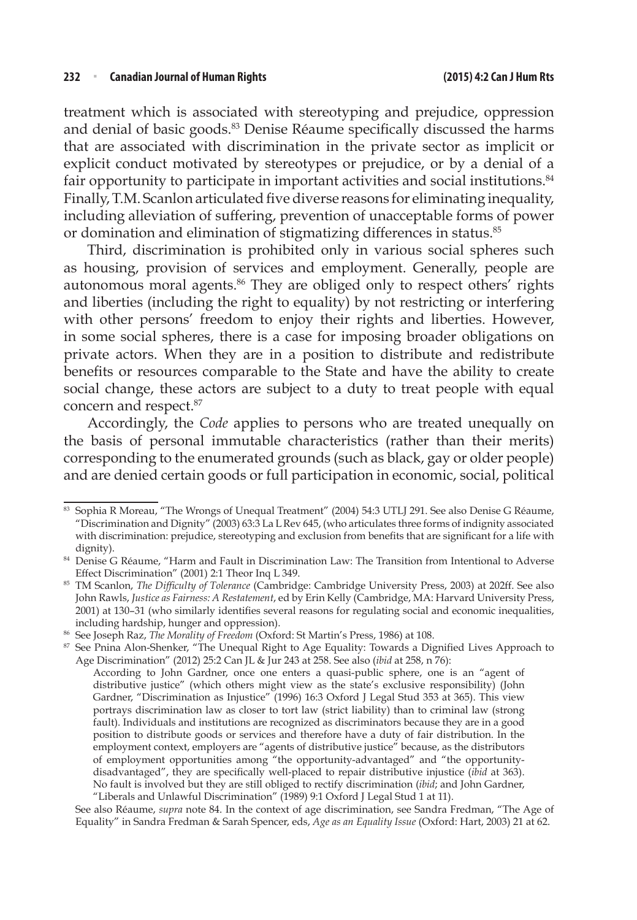treatment which is associated with stereotyping and prejudice, oppression and denial of basic goods.[83] Denise Réaume specifically discussed the harms that are associated with discrimination in the private sector as implicit or explicit conduct motivated by stereotypes or prejudice, or by a denial of a fair opportunity to participate in important activities and social institutions.[84] Finally, T.M. Scanlon articulated five diverse reasons for eliminating inequality, including alleviation of suffering, prevention of unacceptable forms of power or domination and elimination of stigmatizing differences in status.[85]

Third, discrimination is prohibited only in various social spheres such as housing, provision of services and employment. Generally, people are autonomous moral agents.[86] They are obliged only to respect others' rights and liberties (including the right to equality) by not restricting or interfering with other persons' freedom to enjoy their rights and liberties. However, in some social spheres, there is a case for imposing broader obligations on private actors. When they are in a position to distribute and redistribute benefits or resources comparable to the State and have the ability to create social change, these actors are subject to a duty to treat people with equal concern and respect.[87]

Accordingly, the *Code* applies to persons who are treated unequally on the basis of personal immutable characteristics (rather than their merits) corresponding to the enumerated grounds (such as black, gay or older people) and are denied certain goods or full participation in economic, social, political

---

[83] Sophia R Moreau, "The Wrongs of Unequal Treatment" (2004) 54:3 UTLJ 291. See also Denise G Réaume, "Discrimination and Dignity" (2003) 63:3 La L Rev 645, (who articulates three forms of indignity associated with discrimination: prejudice, stereotyping and exclusion from benefits that are significant for a life with dignity).

[84] Denise G Réaume, "Harm and Fault in Discrimination Law: The Transition from Intentional to Adverse Effect Discrimination" (2001) 2:1 Theor Inq L 349.

[85] TM Scanlon, *The Difficulty of Tolerance* (Cambridge: Cambridge University Press, 2003) at 202ff. See also John Rawls, *Justice as Fairness: A Restatement*, ed by Erin Kelly (Cambridge, MA: Harvard University Press, 2001) at 130–31 (who similarly identifies several reasons for regulating social and economic inequalities, including hardship, hunger and oppression).

[86] See Joseph Raz, *The Morality of Freedom* (Oxford: St Martin's Press, 1986) at 108.

[87] See Pnina Alon-Shenker, "The Unequal Right to Age Equality: Towards a Dignified Lives Approach to Age Discrimination" (2012) 25:2 Can JL & Jur 243 at 258. See also (*ibid* at 258, n 76):

> According to John Gardner, once one enters a quasi-public sphere, one is an "agent of distributive justice" (which others might view as the state's exclusive responsibility) (John Gardner, "Discrimination as Injustice" (1996) 16:3 Oxford J Legal Stud 353 at 365). This view portrays discrimination law as closer to tort law (strict liability) than to criminal law (strong fault). Individuals and institutions are recognized as discriminators because they are in a good position to distribute goods or services and therefore have a duty of fair distribution. In the employment context, employers are "agents of distributive justice" because, as the distributors of employment opportunities among "the opportunity-advantaged" and "the opportunity-disadvantaged", they are specifically well-placed to repair distributive injustice (*ibid* at 363). No fault is involved but they are still obliged to rectify discrimination (*ibid*; and John Gardner, "Liberals and Unlawful Discrimination" (1989) 9:1 Oxford J Legal Stud 1 at 11).

See also Réaume, *supra* note 84. In the context of age discrimination, see Sandra Fredman, "The Age of Equality" in Sandra Fredman & Sarah Spencer, eds, *Age as an Equality Issue* (Oxford: Hart, 2003) 21 at 62.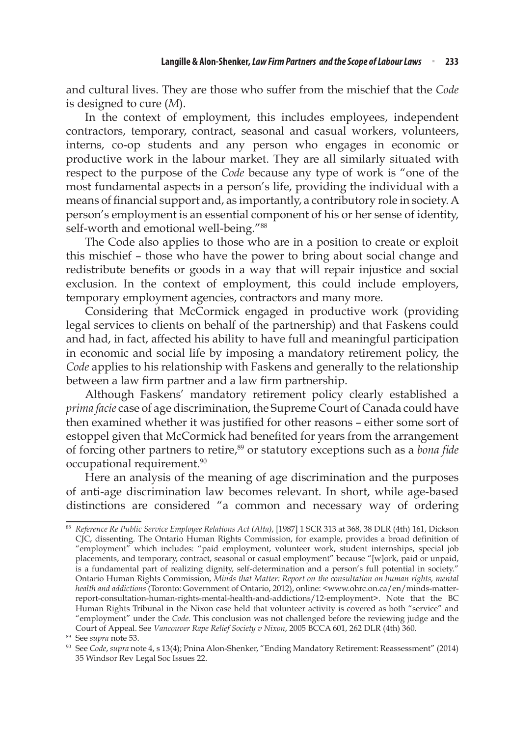and cultural lives. They are those who suffer from the mischief that the *Code* is designed to cure (*M*).

In the context of employment, this includes employees, independent contractors, temporary, contract, seasonal and casual workers, volunteers, interns, co-op students and any person who engages in economic or productive work in the labour market. They are all similarly situated with respect to the purpose of the *Code* because any type of work is "one of the most fundamental aspects in a person's life, providing the individual with a means of financial support and, as importantly, a contributory role in society. A person's employment is an essential component of his or her sense of identity, self-worth and emotional well-being."[88]

The Code also applies to those who are in a position to create or exploit this mischief – those who have the power to bring about social change and redistribute benefits or goods in a way that will repair injustice and social exclusion. In the context of employment, this could include employers, temporary employment agencies, contractors and many more.

Considering that McCormick engaged in productive work (providing legal services to clients on behalf of the partnership) and that Faskens could and had, in fact, affected his ability to have full and meaningful participation in economic and social life by imposing a mandatory retirement policy, the *Code* applies to his relationship with Faskens and generally to the relationship between a law firm partner and a law firm partnership.

Although Faskens' mandatory retirement policy clearly established a *prima facie* case of age discrimination, the Supreme Court of Canada could have then examined whether it was justified for other reasons – either some sort of estoppel given that McCormick had benefited for years from the arrangement of forcing other partners to retire,[89] or statutory exceptions such as a *bona fide* occupational requirement.[90]

Here an analysis of the meaning of age discrimination and the purposes of anti-age discrimination law becomes relevant. In short, while age-based distinctions are considered "a common and necessary way of ordering

---

[88] *Reference Re Public Service Employee Relations Act (Alta)*, [1987] 1 SCR 313 at 368, 38 DLR (4th) 161, Dickson CJC, dissenting. The Ontario Human Rights Commission, for example, provides a broad definition of "employment" which includes: "paid employment, volunteer work, student internships, special job placements, and temporary, contract, seasonal or casual employment" because "[w]ork, paid or unpaid, is a fundamental part of realizing dignity, self-determination and a person's full potential in society." Ontario Human Rights Commission, *Minds that Matter: Report on the consultation on human rights, mental health and addictions* (Toronto: Government of Ontario, 2012), online: <www.ohrc.on.ca/en/minds-matter-report-consultation-human-rights-mental-health-and-addictions/12-employment>. Note that the BC Human Rights Tribunal in the Nixon case held that volunteer activity is covered as both "service" and "employment" under the *Code*. This conclusion was not challenged before the reviewing judge and the Court of Appeal. See *Vancouver Rape Relief Society v Nixon*, 2005 BCCA 601, 262 DLR (4th) 360.

[89] See *supra* note 53.

[90] See *Code*, *supra* note 4, s 13(4); Pnina Alon-Shenker, "Ending Mandatory Retirement: Reassessment" (2014) 35 Windsor Rev Legal Soc Issues 22.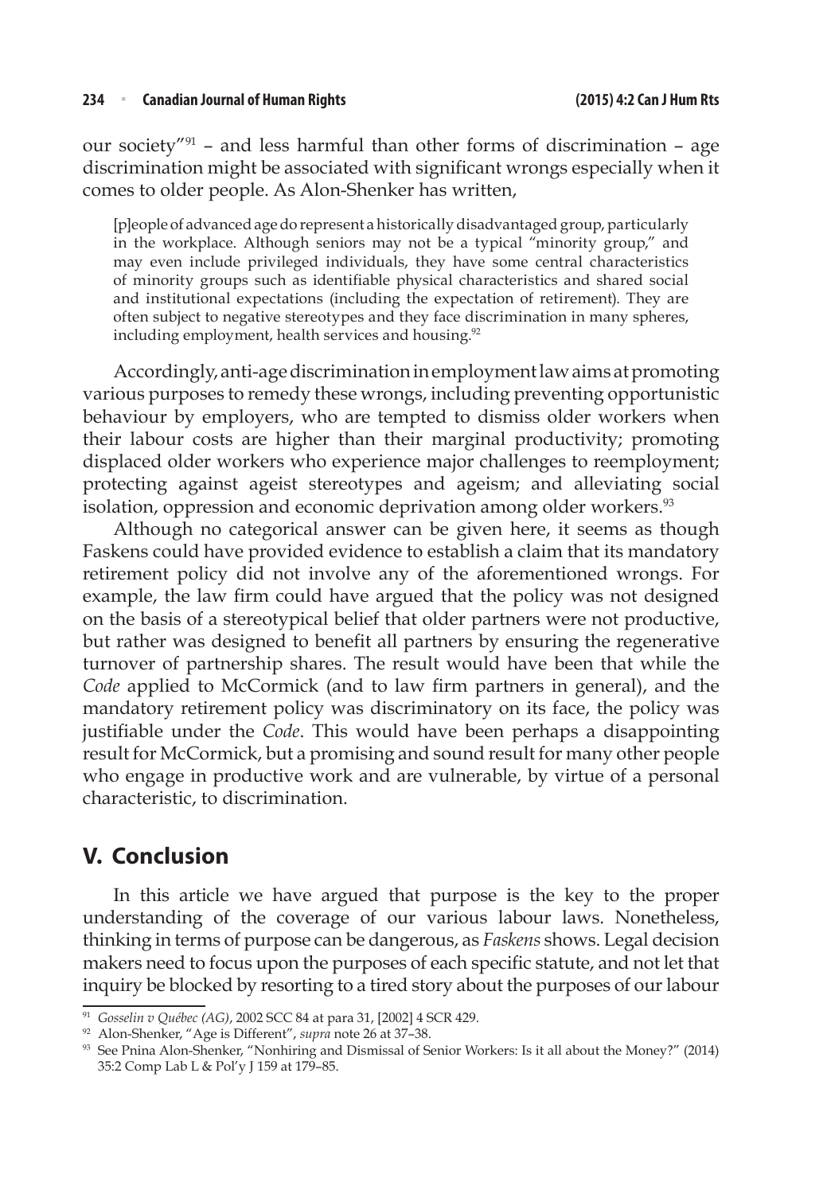our society"[91] – and less harmful than other forms of discrimination – age discrimination might be associated with significant wrongs especially when it comes to older people. As Alon-Shenker has written,

> [p]eople of advanced age do represent a historically disadvantaged group, particularly in the workplace. Although seniors may not be a typical "minority group," and may even include privileged individuals, they have some central characteristics of minority groups such as identifiable physical characteristics and shared social and institutional expectations (including the expectation of retirement). They are often subject to negative stereotypes and they face discrimination in many spheres, including employment, health services and housing.[92]

Accordingly, anti-age discrimination in employment law aims at promoting various purposes to remedy these wrongs, including preventing opportunistic behaviour by employers, who are tempted to dismiss older workers when their labour costs are higher than their marginal productivity; promoting displaced older workers who experience major challenges to reemployment; protecting against ageist stereotypes and ageism; and alleviating social isolation, oppression and economic deprivation among older workers.[93]

Although no categorical answer can be given here, it seems as though Faskens could have provided evidence to establish a claim that its mandatory retirement policy did not involve any of the aforementioned wrongs. For example, the law firm could have argued that the policy was not designed on the basis of a stereotypical belief that older partners were not productive, but rather was designed to benefit all partners by ensuring the regenerative turnover of partnership shares. The result would have been that while the *Code* applied to McCormick (and to law firm partners in general), and the mandatory retirement policy was discriminatory on its face, the policy was justifiable under the *Code*. This would have been perhaps a disappointing result for McCormick, but a promising and sound result for many other people who engage in productive work and are vulnerable, by virtue of a personal characteristic, to discrimination.

## V. Conclusion

In this article we have argued that purpose is the key to the proper understanding of the coverage of our various labour laws. Nonetheless, thinking in terms of purpose can be dangerous, as *Faskens* shows. Legal decision makers need to focus upon the purposes of each specific statute, and not let that inquiry be blocked by resorting to a tired story about the purposes of our labour

---

[91] *Gosselin v Québec (AG)*, 2002 SCC 84 at para 31, [2002] 4 SCR 429.

[92] Alon-Shenker, "Age is Different", *supra* note 26 at 37–38.

[93] See Pnina Alon-Shenker, "Nonhiring and Dismissal of Senior Workers: Is it all about the Money?" (2014) 35:2 Comp Lab L & Pol'y J 159 at 179–85.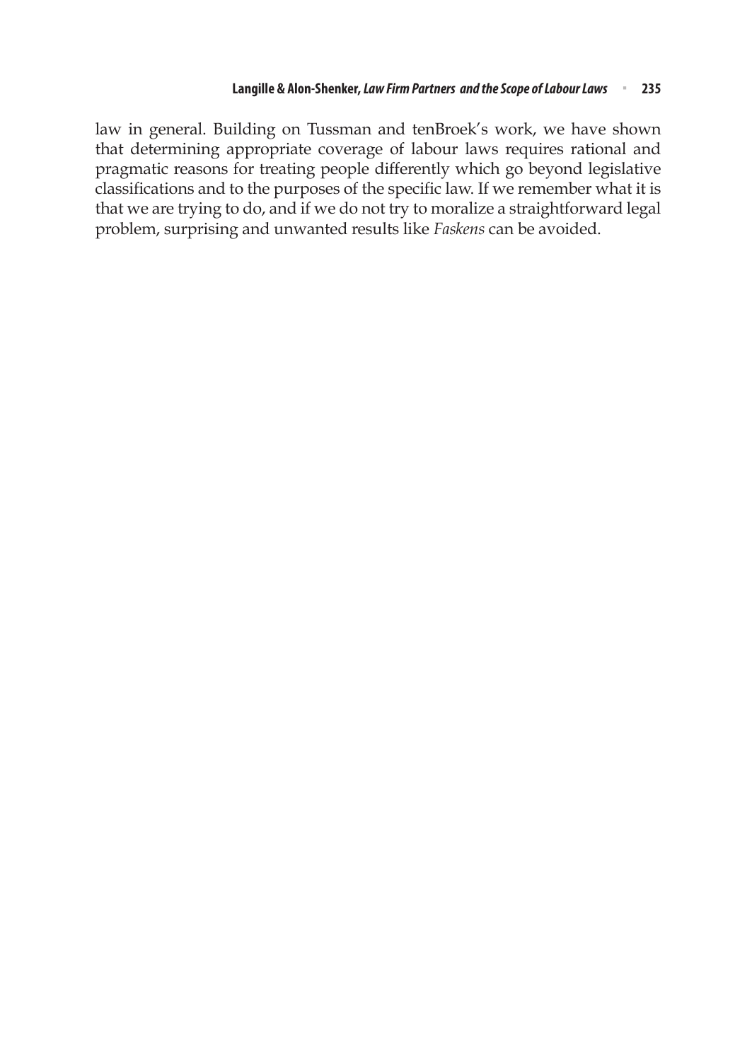law in general. Building on Tussman and tenBroek's work, we have shown that determining appropriate coverage of labour laws requires rational and pragmatic reasons for treating people differently which go beyond legislative classifications and to the purposes of the specific law. If we remember what it is that we are trying to do, and if we do not try to moralize a straightforward legal problem, surprising and unwanted results like *Faskens* can be avoided.